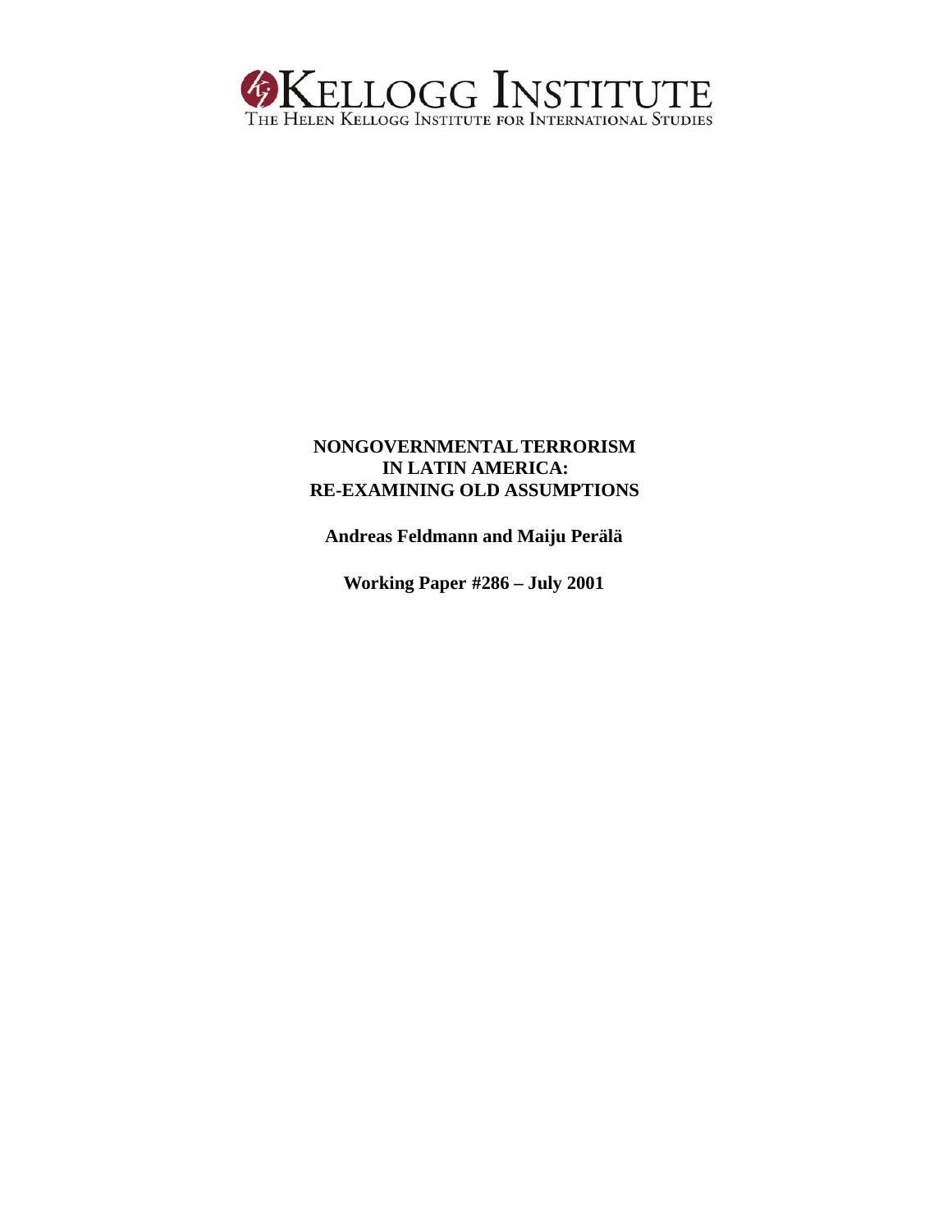**KELLOGG INSTITUTE**
THE HELEN KELLOGG INSTITUTE FOR INTERNATIONAL STUDIES

# NONGOVERNMENTAL TERRORISM IN LATIN AMERICA: RE-EXAMINING OLD ASSUMPTIONS

**Andreas Feldmann and Maiju Perälä**

**Working Paper #286 – July 2001**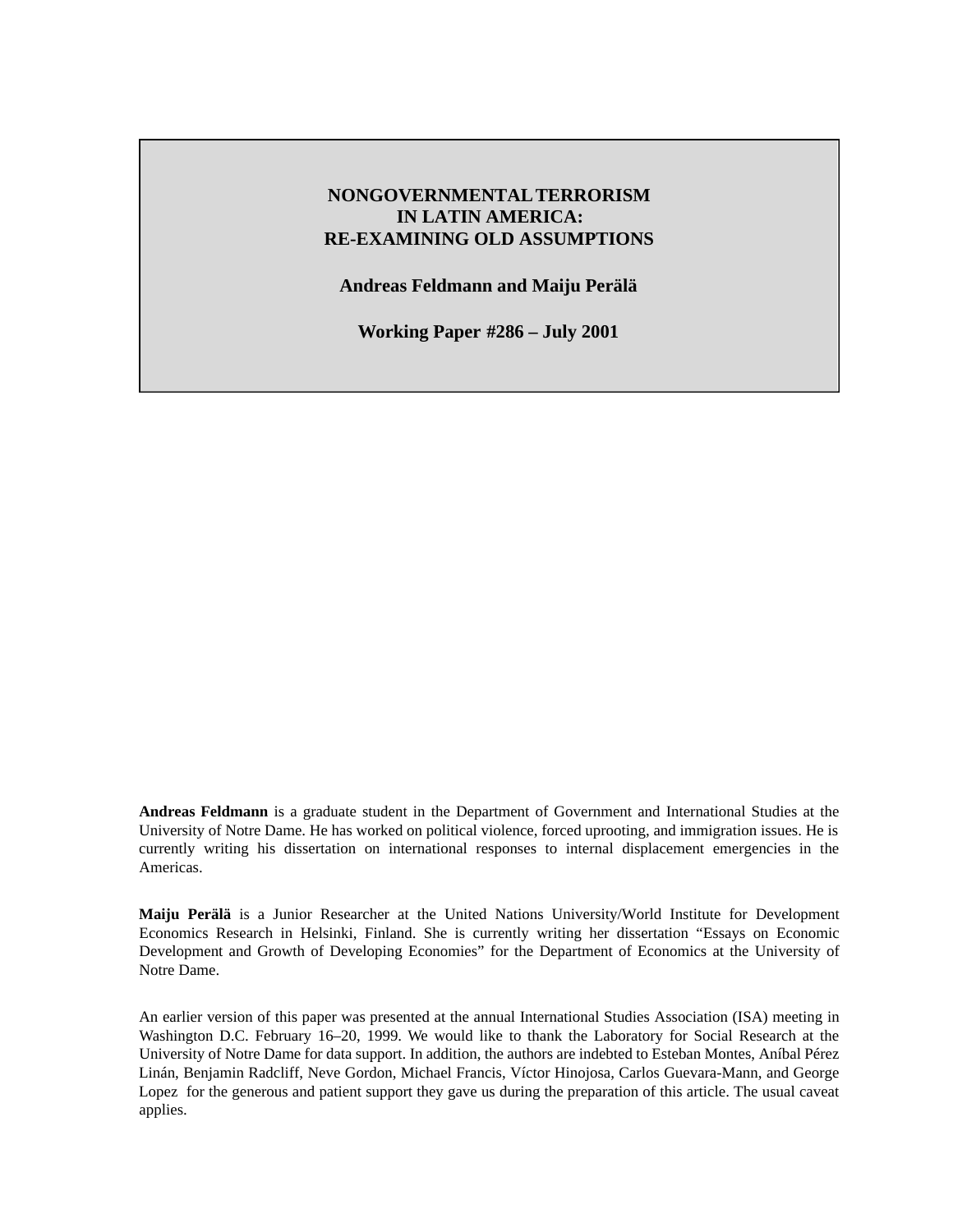# NONGOVERNMENTAL TERRORISM IN LATIN AMERICA: RE-EXAMINING OLD ASSUMPTIONS

**Andreas Feldmann and Maiju Perälä**

**Working Paper #286 – July 2001**

**Andreas Feldmann** is a graduate student in the Department of Government and International Studies at the University of Notre Dame. He has worked on political violence, forced uprooting, and immigration issues. He is currently writing his dissertation on international responses to internal displacement emergencies in the Americas.

**Maiju Perälä** is a Junior Researcher at the United Nations University/World Institute for Development Economics Research in Helsinki, Finland. She is currently writing her dissertation "Essays on Economic Development and Growth of Developing Economies" for the Department of Economics at the University of Notre Dame.

An earlier version of this paper was presented at the annual International Studies Association (ISA) meeting in Washington D.C. February 16–20, 1999. We would like to thank the Laboratory for Social Research at the University of Notre Dame for data support. In addition, the authors are indebted to Esteban Montes, Aníbal Pérez Linán, Benjamin Radcliff, Neve Gordon, Michael Francis, Víctor Hinojosa, Carlos Guevara-Mann, and George Lopez for the generous and patient support they gave us during the preparation of this article. The usual caveat applies.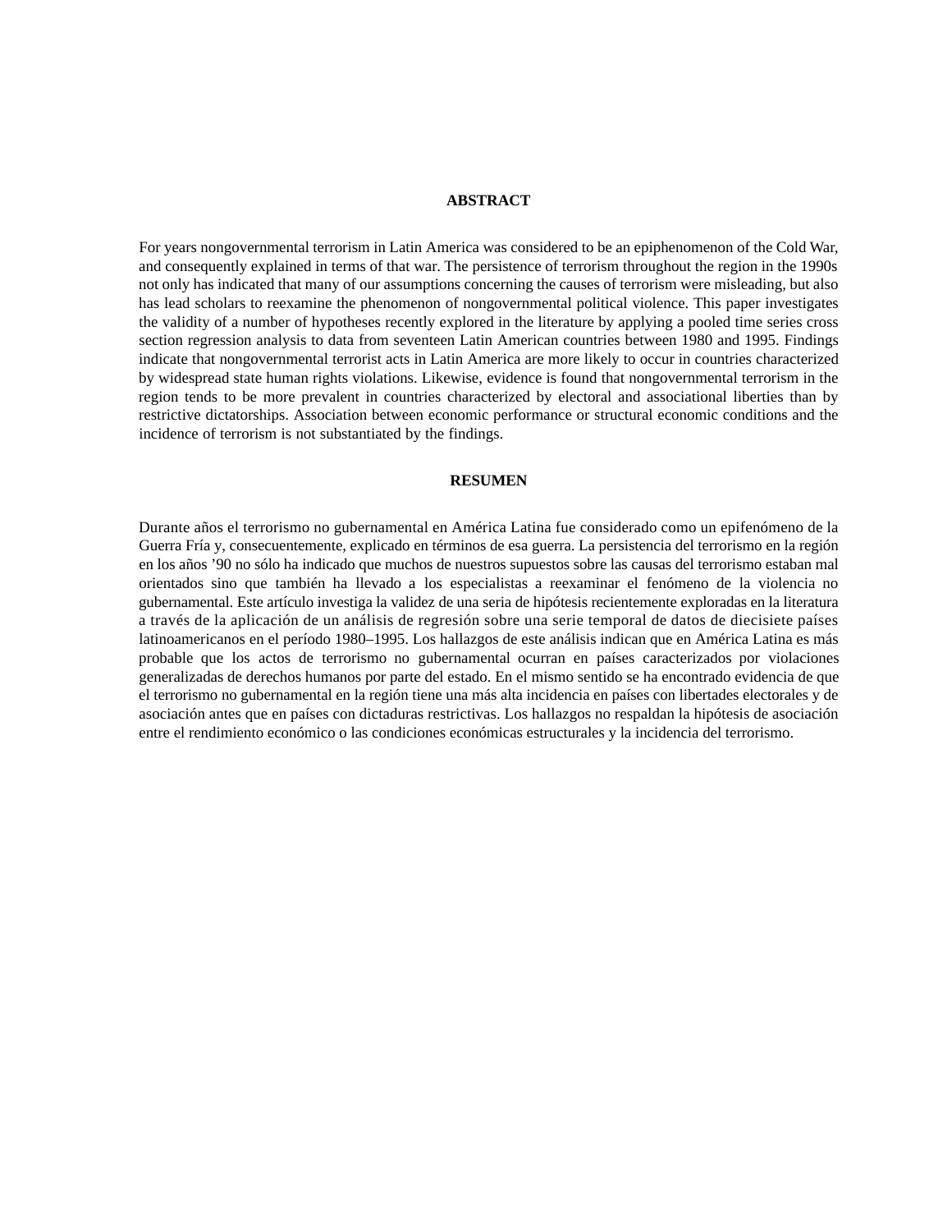## ABSTRACT

For years nongovernmental terrorism in Latin America was considered to be an epiphenomenon of the Cold War, and consequently explained in terms of that war. The persistence of terrorism throughout the region in the 1990s not only has indicated that many of our assumptions concerning the causes of terrorism were misleading, but also has lead scholars to reexamine the phenomenon of nongovernmental political violence. This paper investigates the validity of a number of hypotheses recently explored in the literature by applying a pooled time series cross section regression analysis to data from seventeen Latin American countries between 1980 and 1995. Findings indicate that nongovernmental terrorist acts in Latin America are more likely to occur in countries characterized by widespread state human rights violations. Likewise, evidence is found that nongovernmental terrorism in the region tends to be more prevalent in countries characterized by electoral and associational liberties than by restrictive dictatorships. Association between economic performance or structural economic conditions and the incidence of terrorism is not substantiated by the findings.

## RESUMEN

Durante años el terrorismo no gubernamental en América Latina fue considerado como un epifenómeno de la Guerra Fría y, consecuentemente, explicado en términos de esa guerra. La persistencia del terrorismo en la región en los años ’90 no sólo ha indicado que muchos de nuestros supuestos sobre las causas del terrorismo estaban mal orientados sino que también ha llevado a los especialistas a reexaminar el fenómeno de la violencia no gubernamental. Este artículo investiga la validez de una seria de hipótesis recientemente exploradas en la literatura a través de la aplicación de un análisis de regresión sobre una serie temporal de datos de diecisiete países latinoamericanos en el período 1980–1995. Los hallazgos de este análisis indican que en América Latina es más probable que los actos de terrorismo no gubernamental ocurran en países caracterizados por violaciones generalizadas de derechos humanos por parte del estado. En el mismo sentido se ha encontrado evidencia de que el terrorismo no gubernamental en la región tiene una más alta incidencia en países con libertades electorales y de asociación antes que en países con dictaduras restrictivas. Los hallazgos no respaldan la hipótesis de asociación entre el rendimiento económico o las condiciones económicas estructurales y la incidencia del terrorismo.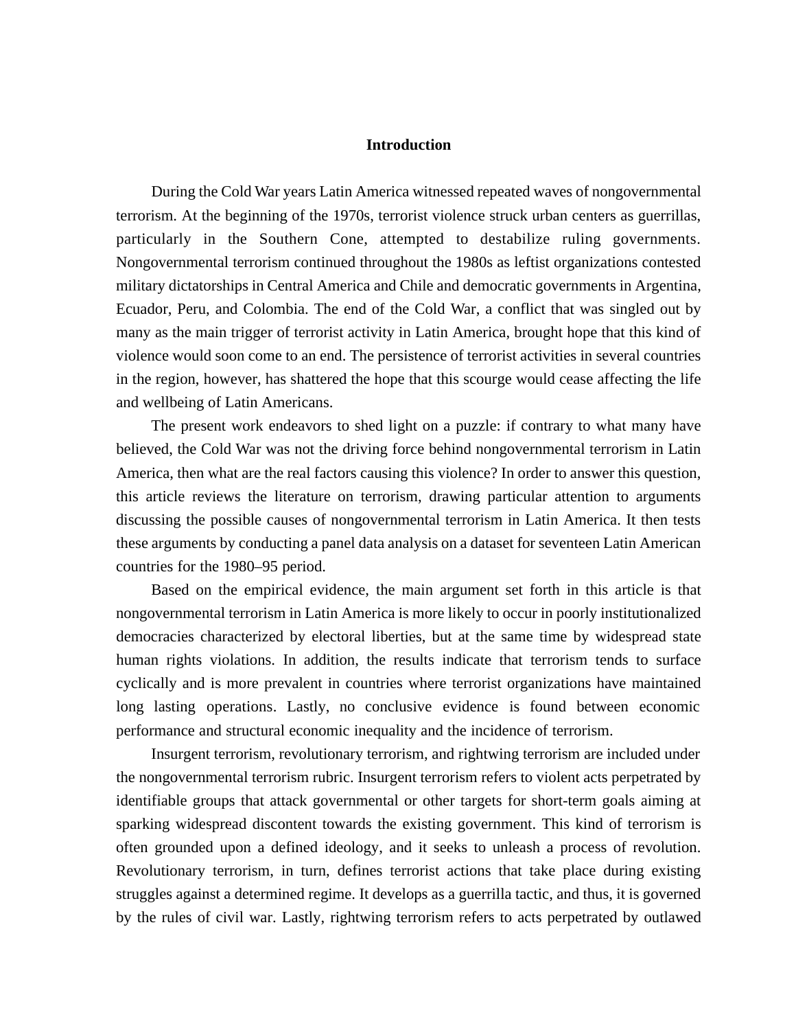## Introduction

During the Cold War years Latin America witnessed repeated waves of nongovernmental terrorism. At the beginning of the 1970s, terrorist violence struck urban centers as guerrillas, particularly in the Southern Cone, attempted to destabilize ruling governments. Nongovernmental terrorism continued throughout the 1980s as leftist organizations contested military dictatorships in Central America and Chile and democratic governments in Argentina, Ecuador, Peru, and Colombia. The end of the Cold War, a conflict that was singled out by many as the main trigger of terrorist activity in Latin America, brought hope that this kind of violence would soon come to an end. The persistence of terrorist activities in several countries in the region, however, has shattered the hope that this scourge would cease affecting the life and wellbeing of Latin Americans.

The present work endeavors to shed light on a puzzle: if contrary to what many have believed, the Cold War was not the driving force behind nongovernmental terrorism in Latin America, then what are the real factors causing this violence? In order to answer this question, this article reviews the literature on terrorism, drawing particular attention to arguments discussing the possible causes of nongovernmental terrorism in Latin America. It then tests these arguments by conducting a panel data analysis on a dataset for seventeen Latin American countries for the 1980–95 period.

Based on the empirical evidence, the main argument set forth in this article is that nongovernmental terrorism in Latin America is more likely to occur in poorly institutionalized democracies characterized by electoral liberties, but at the same time by widespread state human rights violations. In addition, the results indicate that terrorism tends to surface cyclically and is more prevalent in countries where terrorist organizations have maintained long lasting operations. Lastly, no conclusive evidence is found between economic performance and structural economic inequality and the incidence of terrorism.

Insurgent terrorism, revolutionary terrorism, and rightwing terrorism are included under the nongovernmental terrorism rubric. Insurgent terrorism refers to violent acts perpetrated by identifiable groups that attack governmental or other targets for short-term goals aiming at sparking widespread discontent towards the existing government. This kind of terrorism is often grounded upon a defined ideology, and it seeks to unleash a process of revolution. Revolutionary terrorism, in turn, defines terrorist actions that take place during existing struggles against a determined regime. It develops as a guerrilla tactic, and thus, it is governed by the rules of civil war. Lastly, rightwing terrorism refers to acts perpetrated by outlawed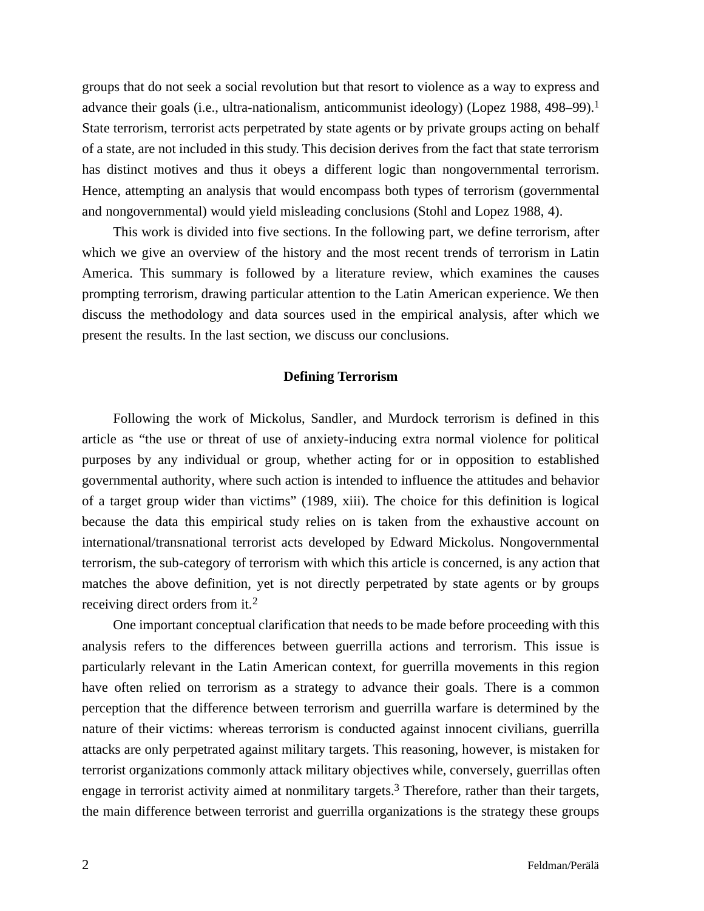groups that do not seek a social revolution but that resort to violence as a way to express and advance their goals (i.e., ultra-nationalism, anticommunist ideology) (Lopez 1988, 498–99).[1] State terrorism, terrorist acts perpetrated by state agents or by private groups acting on behalf of a state, are not included in this study. This decision derives from the fact that state terrorism has distinct motives and thus it obeys a different logic than nongovernmental terrorism. Hence, attempting an analysis that would encompass both types of terrorism (governmental and nongovernmental) would yield misleading conclusions (Stohl and Lopez 1988, 4).

This work is divided into five sections. In the following part, we define terrorism, after which we give an overview of the history and the most recent trends of terrorism in Latin America. This summary is followed by a literature review, which examines the causes prompting terrorism, drawing particular attention to the Latin American experience. We then discuss the methodology and data sources used in the empirical analysis, after which we present the results. In the last section, we discuss our conclusions.

## Defining Terrorism

Following the work of Mickolus, Sandler, and Murdock terrorism is defined in this article as "the use or threat of use of anxiety-inducing extra normal violence for political purposes by any individual or group, whether acting for or in opposition to established governmental authority, where such action is intended to influence the attitudes and behavior of a target group wider than victims" (1989, xiii). The choice for this definition is logical because the data this empirical study relies on is taken from the exhaustive account on international/transnational terrorist acts developed by Edward Mickolus. Nongovernmental terrorism, the sub-category of terrorism with which this article is concerned, is any action that matches the above definition, yet is not directly perpetrated by state agents or by groups receiving direct orders from it.[2]

One important conceptual clarification that needs to be made before proceeding with this analysis refers to the differences between guerrilla actions and terrorism. This issue is particularly relevant in the Latin American context, for guerrilla movements in this region have often relied on terrorism as a strategy to advance their goals. There is a common perception that the difference between terrorism and guerrilla warfare is determined by the nature of their victims: whereas terrorism is conducted against innocent civilians, guerrilla attacks are only perpetrated against military targets. This reasoning, however, is mistaken for terrorist organizations commonly attack military objectives while, conversely, guerrillas often engage in terrorist activity aimed at nonmilitary targets.[3] Therefore, rather than their targets, the main difference between terrorist and guerrilla organizations is the strategy these groups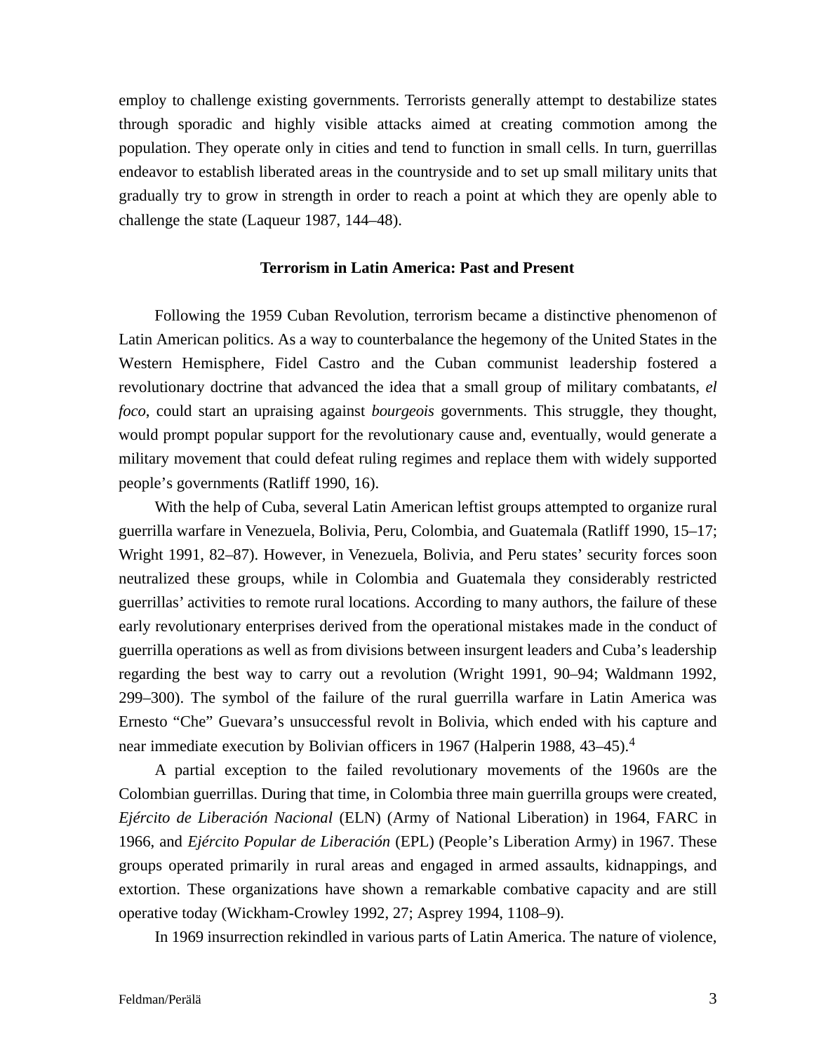employ to challenge existing governments. Terrorists generally attempt to destabilize states through sporadic and highly visible attacks aimed at creating commotion among the population. They operate only in cities and tend to function in small cells. In turn, guerrillas endeavor to establish liberated areas in the countryside and to set up small military units that gradually try to grow in strength in order to reach a point at which they are openly able to challenge the state (Laqueur 1987, 144–48).

## Terrorism in Latin America: Past and Present

Following the 1959 Cuban Revolution, terrorism became a distinctive phenomenon of Latin American politics. As a way to counterbalance the hegemony of the United States in the Western Hemisphere, Fidel Castro and the Cuban communist leadership fostered a revolutionary doctrine that advanced the idea that a small group of military combatants, *el foco*, could start an upraising against *bourgeois* governments. This struggle, they thought, would prompt popular support for the revolutionary cause and, eventually, would generate a military movement that could defeat ruling regimes and replace them with widely supported people's governments (Ratliff 1990, 16).

With the help of Cuba, several Latin American leftist groups attempted to organize rural guerrilla warfare in Venezuela, Bolivia, Peru, Colombia, and Guatemala (Ratliff 1990, 15–17; Wright 1991, 82–87). However, in Venezuela, Bolivia, and Peru states' security forces soon neutralized these groups, while in Colombia and Guatemala they considerably restricted guerrillas' activities to remote rural locations. According to many authors, the failure of these early revolutionary enterprises derived from the operational mistakes made in the conduct of guerrilla operations as well as from divisions between insurgent leaders and Cuba's leadership regarding the best way to carry out a revolution (Wright 1991, 90–94; Waldmann 1992, 299–300). The symbol of the failure of the rural guerrilla warfare in Latin America was Ernesto "Che" Guevara's unsuccessful revolt in Bolivia, which ended with his capture and near immediate execution by Bolivian officers in 1967 (Halperin 1988, 43–45).[4]

A partial exception to the failed revolutionary movements of the 1960s are the Colombian guerrillas. During that time, in Colombia three main guerrilla groups were created, *Ejército de Liberación Nacional* (ELN) (Army of National Liberation) in 1964, FARC in 1966, and *Ejército Popular de Liberación* (EPL) (People's Liberation Army) in 1967. These groups operated primarily in rural areas and engaged in armed assaults, kidnappings, and extortion. These organizations have shown a remarkable combative capacity and are still operative today (Wickham-Crowley 1992, 27; Asprey 1994, 1108–9).

In 1969 insurrection rekindled in various parts of Latin America. The nature of violence,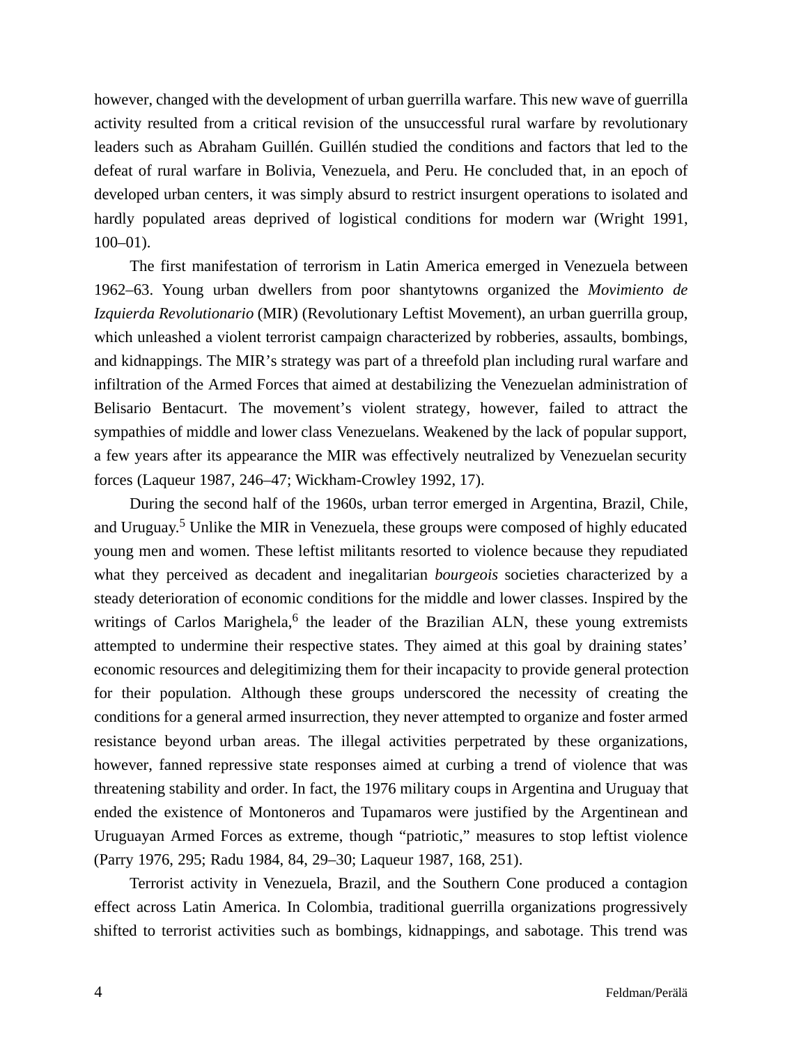however, changed with the development of urban guerrilla warfare. This new wave of guerrilla activity resulted from a critical revision of the unsuccessful rural warfare by revolutionary leaders such as Abraham Guillén. Guillén studied the conditions and factors that led to the defeat of rural warfare in Bolivia, Venezuela, and Peru. He concluded that, in an epoch of developed urban centers, it was simply absurd to restrict insurgent operations to isolated and hardly populated areas deprived of logistical conditions for modern war (Wright 1991, 100–01).

The first manifestation of terrorism in Latin America emerged in Venezuela between 1962–63. Young urban dwellers from poor shantytowns organized the *Movimiento de Izquierda Revolutionario* (MIR) (Revolutionary Leftist Movement), an urban guerrilla group, which unleashed a violent terrorist campaign characterized by robberies, assaults, bombings, and kidnappings. The MIR's strategy was part of a threefold plan including rural warfare and infiltration of the Armed Forces that aimed at destabilizing the Venezuelan administration of Belisario Bentacurt. The movement's violent strategy, however, failed to attract the sympathies of middle and lower class Venezuelans. Weakened by the lack of popular support, a few years after its appearance the MIR was effectively neutralized by Venezuelan security forces (Laqueur 1987, 246–47; Wickham-Crowley 1992, 17).

During the second half of the 1960s, urban terror emerged in Argentina, Brazil, Chile, and Uruguay.[5] Unlike the MIR in Venezuela, these groups were composed of highly educated young men and women. These leftist militants resorted to violence because they repudiated what they perceived as decadent and inegalitarian *bourgeois* societies characterized by a steady deterioration of economic conditions for the middle and lower classes. Inspired by the writings of Carlos Marighela,[6] the leader of the Brazilian ALN, these young extremists attempted to undermine their respective states. They aimed at this goal by draining states' economic resources and delegitimizing them for their incapacity to provide general protection for their population. Although these groups underscored the necessity of creating the conditions for a general armed insurrection, they never attempted to organize and foster armed resistance beyond urban areas. The illegal activities perpetrated by these organizations, however, fanned repressive state responses aimed at curbing a trend of violence that was threatening stability and order. In fact, the 1976 military coups in Argentina and Uruguay that ended the existence of Montoneros and Tupamaros were justified by the Argentinean and Uruguayan Armed Forces as extreme, though "patriotic," measures to stop leftist violence (Parry 1976, 295; Radu 1984, 84, 29–30; Laqueur 1987, 168, 251).

Terrorist activity in Venezuela, Brazil, and the Southern Cone produced a contagion effect across Latin America. In Colombia, traditional guerrilla organizations progressively shifted to terrorist activities such as bombings, kidnappings, and sabotage. This trend was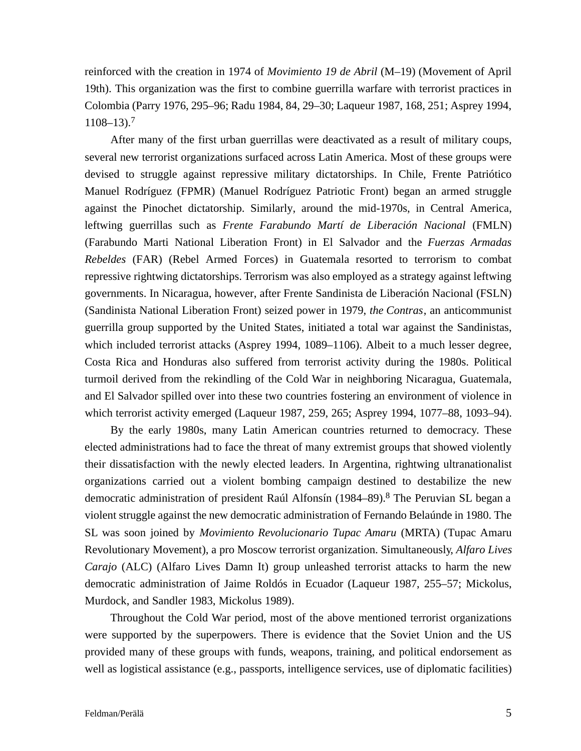reinforced with the creation in 1974 of *Movimiento 19 de Abril* (M–19) (Movement of April 19th). This organization was the first to combine guerrilla warfare with terrorist practices in Colombia (Parry 1976, 295–96; Radu 1984, 84, 29–30; Laqueur 1987, 168, 251; Asprey 1994, 1108–13).[7]

After many of the first urban guerrillas were deactivated as a result of military coups, several new terrorist organizations surfaced across Latin America. Most of these groups were devised to struggle against repressive military dictatorships. In Chile, Frente Patriótico Manuel Rodríguez (FPMR) (Manuel Rodríguez Patriotic Front) began an armed struggle against the Pinochet dictatorship. Similarly, around the mid-1970s, in Central America, leftwing guerrillas such as *Frente Farabundo Martí de Liberación Nacional* (FMLN) (Farabundo Marti National Liberation Front) in El Salvador and the *Fuerzas Armadas Rebeldes* (FAR) (Rebel Armed Forces) in Guatemala resorted to terrorism to combat repressive rightwing dictatorships. Terrorism was also employed as a strategy against leftwing governments. In Nicaragua, however, after Frente Sandinista de Liberación Nacional (FSLN) (Sandinista National Liberation Front) seized power in 1979, *the Contras*, an anticommunist guerrilla group supported by the United States, initiated a total war against the Sandinistas, which included terrorist attacks (Asprey 1994, 1089–1106). Albeit to a much lesser degree, Costa Rica and Honduras also suffered from terrorist activity during the 1980s. Political turmoil derived from the rekindling of the Cold War in neighboring Nicaragua, Guatemala, and El Salvador spilled over into these two countries fostering an environment of violence in which terrorist activity emerged (Laqueur 1987, 259, 265; Asprey 1994, 1077–88, 1093–94).

By the early 1980s, many Latin American countries returned to democracy. These elected administrations had to face the threat of many extremist groups that showed violently their dissatisfaction with the newly elected leaders. In Argentina, rightwing ultranationalist organizations carried out a violent bombing campaign destined to destabilize the new democratic administration of president Raúl Alfonsín (1984–89).[8] The Peruvian SL began a violent struggle against the new democratic administration of Fernando Belaúnde in 1980. The SL was soon joined by *Movimiento Revolucionario Tupac Amaru* (MRTA) (Tupac Amaru Revolutionary Movement), a pro Moscow terrorist organization. Simultaneously, *Alfaro Lives Carajo* (ALC) (Alfято Lives Damn It) group unleashed terrorist attacks to harm the new democratic administration of Jaime Roldós in Ecuador (Laqueur 1987, 255–57; Mickolus, Murdock, and Sandler 1983, Mickolus 1989).

Throughout the Cold War period, most of the above mentioned terrorist organizations were supported by the superpowers. There is evidence that the Soviet Union and the US provided many of these groups with funds, weapons, training, and political endorsement as well as logistical assistance (e.g., passports, intelligence services, use of diplomatic facilities)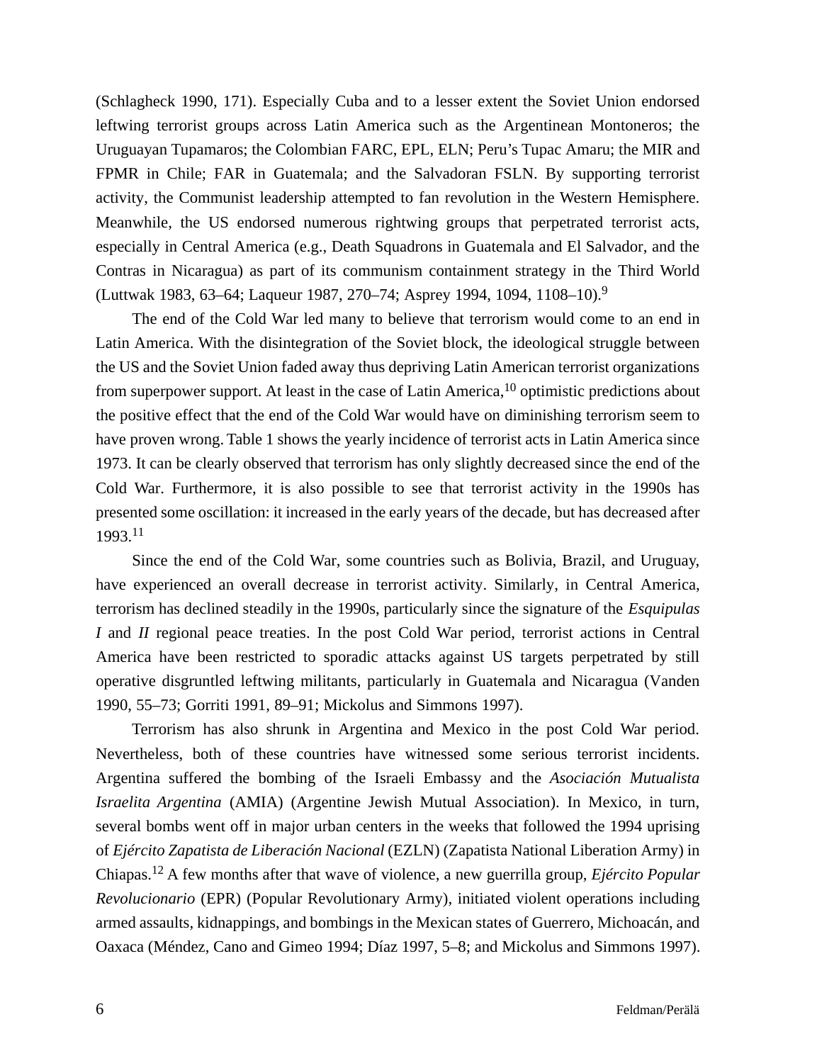(Schlagheck 1990, 171). Especially Cuba and to a lesser extent the Soviet Union endorsed leftwing terrorist groups across Latin America such as the Argentinean Montoneros; the Uruguayan Tupamaros; the Colombian FARC, EPL, ELN; Peru's Tupac Amaru; the MIR and FPMR in Chile; FAR in Guatemala; and the Salvadoran FSLN. By supporting terrorist activity, the Communist leadership attempted to fan revolution in the Western Hemisphere. Meanwhile, the US endorsed numerous rightwing groups that perpetrated terrorist acts, especially in Central America (e.g., Death Squadrons in Guatemala and El Salvador, and the Contras in Nicaragua) as part of its communism containment strategy in the Third World (Luttwak 1983, 63–64; Laqueur 1987, 270–74; Asprey 1994, 1094, 1108–10).[9]

The end of the Cold War led many to believe that terrorism would come to an end in Latin America. With the disintegration of the Soviet block, the ideological struggle between the US and the Soviet Union faded away thus depriving Latin American terrorist organizations from superpower support. At least in the case of Latin America,[10] optimistic predictions about the positive effect that the end of the Cold War would have on diminishing terrorism seem to have proven wrong. Table 1 shows the yearly incidence of terrorist acts in Latin America since 1973. It can be clearly observed that terrorism has only slightly decreased since the end of the Cold War. Furthermore, it is also possible to see that terrorist activity in the 1990s has presented some oscillation: it increased in the early years of the decade, but has decreased after 1993.[11]

Since the end of the Cold War, some countries such as Bolivia, Brazil, and Uruguay, have experienced an overall decrease in terrorist activity. Similarly, in Central America, terrorism has declined steadily in the 1990s, particularly since the signature of the *Esquipulas I* and *II* regional peace treaties. In the post Cold War period, terrorist actions in Central America have been restricted to sporadic attacks against US targets perpetrated by still operative disgruntled leftwing militants, particularly in Guatemala and Nicaragua (Vanden 1990, 55–73; Gorriti 1991, 89–91; Mickolus and Simmons 1997).

Terrorism has also shrunk in Argentina and Mexico in the post Cold War period. Nevertheless, both of these countries have witnessed some serious terrorist incidents. Argentina suffered the bombing of the Israeli Embassy and the *Asociación Mutualista Israelita Argentina* (AMIA) (Argentine Jewish Mutual Association). In Mexico, in turn, several bombs went off in major urban centers in the weeks that followed the 1994 uprising of *Ejército Zapatista de Liberación Nacional* (EZLN) (Zapatista National Liberation Army) in Chiapas.[12] A few months after that wave of violence, a new guerrilla group, *Ejército Popular Revolucionario* (EPR) (Popular Revolutionary Army), initiated violent operations including armed assaults, kidnappings, and bombings in the Mexican states of Guerrero, Michoacán, and Oaxaca (Méndez, Cano and Gimeo 1994; Díaz 1997, 5–8; and Mickolus and Simmons 1997).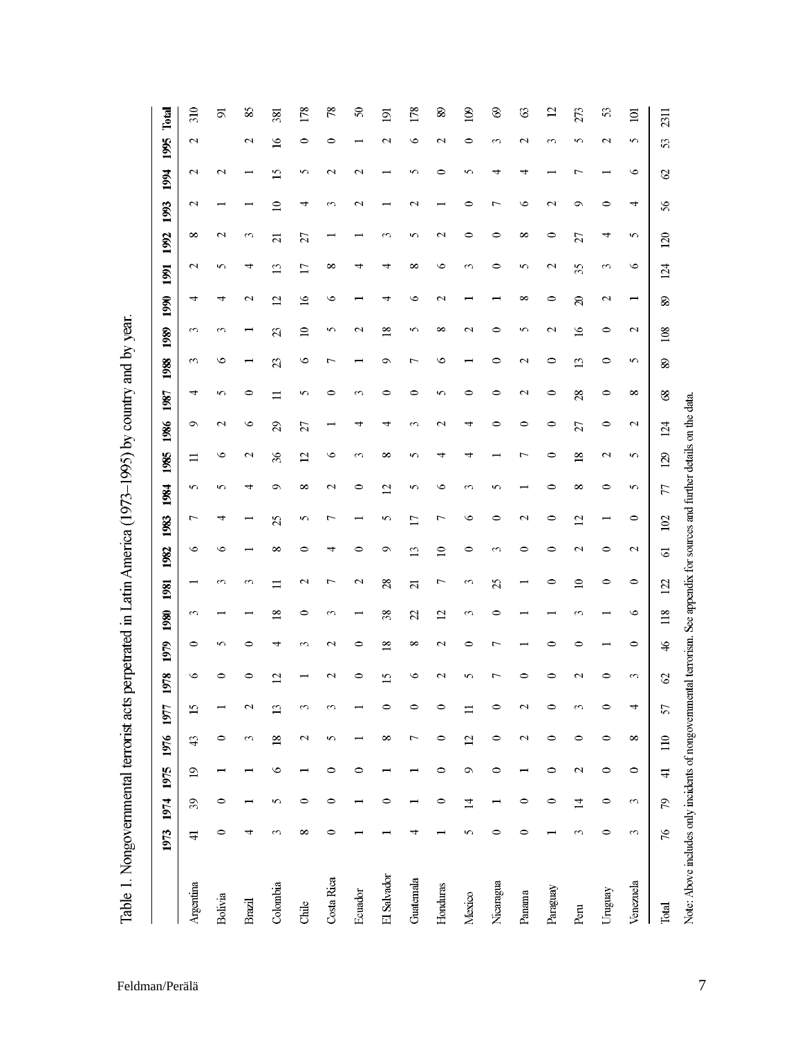Table 1. Nongovernmental terrorist acts perpetrated in Latin America (1973–1995) by country and by year.

| | 1973 | 1974 | 1975 | 1976 | 1977 | 1978 | 1979 | 1980 | 1981 | 1982 | 1983 | 1984 | 1985 | 1986 | 1987 | 1988 | 1989 | 1990 | 1991 | 1992 | 1993 | 1994 | 1995 | Total |
|---|---|---|---|---|---|---|---|---|---|---|---|---|---|---|---|---|---|---|---|---|---|---|---|---|
| Argentina | 41 | 39 | 19 | 43 | 15 | 6 | 0 | 3 | 1 | 6 | 7 | 5 | 11 | 9 | 4 | 3 | 3 | 4 | 2 | 8 | 2 | 2 | 2 | 310 |
| Bolivia | 0 | 0 | 1 | 0 | 1 | 0 | 5 | 1 | 3 | 6 | 4 | 5 | 6 | 2 | 5 | 6 | 3 | 4 | 5 | 2 | 1 | 2 | | 91 |
| Brazil | 4 | 1 | 1 | 3 | 2 | 0 | 0 | 1 | 3 | 1 | 1 | 4 | 2 | 6 | 0 | 1 | 1 | 2 | 4 | 3 | 1 | 1 | 2 | 85 |
| Colombia | 3 | 5 | 6 | 18 | 13 | 12 | 4 | 18 | 11 | 8 | 25 | 9 | 36 | 29 | 11 | 23 | 23 | 12 | 13 | 21 | 10 | 15 | 16 | 381 |
| Chile | 8 | 0 | 1 | 2 | 3 | 1 | 3 | 0 | 2 | 0 | 5 | 8 | 12 | 27 | 5 | 6 | 10 | 16 | 17 | 27 | 4 | 5 | 0 | 178 |
| Costa Rica | 0 | 0 | 0 | 5 | 3 | 2 | 2 | 3 | 7 | 4 | 7 | 2 | 6 | 1 | 0 | 7 | 5 | 6 | 8 | 1 | 3 | 2 | 0 | 78 |
| Ecuador | 1 | 1 | 0 | 1 | 1 | 0 | 0 | 1 | 2 | 0 | 1 | 0 | 3 | 4 | 3 | 1 | 2 | 1 | 4 | 1 | 2 | 2 | 1 | 50 |
| El Salvador | 1 | 0 | 1 | 8 | 0 | 15 | 18 | 38 | 28 | 9 | 5 | 12 | 8 | 4 | 0 | 9 | 18 | 4 | 4 | 3 | 1 | 1 | 2 | 191 |
| Guatemala | 4 | 1 | 1 | 7 | 0 | 6 | 8 | 22 | 21 | 13 | 17 | 5 | 5 | 3 | 0 | 7 | 5 | 6 | 8 | 5 | 2 | 5 | 6 | 178 |
| Honduras | 1 | 0 | 0 | 0 | 0 | 2 | 2 | 12 | 7 | 10 | 7 | 6 | 4 | 2 | 5 | 6 | 8 | 2 | 6 | 2 | 1 | 0 | 2 | 89 |
| Mexico | 5 | 14 | 9 | 12 | 11 | 5 | 0 | 3 | 3 | 0 | 6 | 3 | 4 | 4 | 0 | 1 | 2 | 1 | 3 | 0 | 0 | 5 | 0 | 109 |
| Nicaragua | 0 | 1 | 0 | 0 | 0 | 7 | 7 | 0 | 25 | 3 | 0 | 5 | 1 | 0 | 0 | 0 | 0 | 1 | 0 | 0 | 7 | 4 | 3 | 69 |
| Panama | 0 | 0 | 1 | 2 | 2 | 0 | 1 | 1 | 1 | 0 | 2 | 1 | 7 | 0 | 2 | 2 | 5 | 8 | 5 | 8 | 6 | 4 | 2 | 63 |
| Paraguay | 1 | 0 | 0 | 0 | 0 | 0 | 0 | 1 | 0 | 0 | 0 | 0 | 0 | 0 | 0 | 0 | 2 | 0 | 2 | 0 | 2 | 1 | 3 | 12 |
| Peru | 3 | 14 | 2 | 0 | 3 | 2 | 0 | 3 | 10 | 2 | 12 | 8 | 18 | 27 | 28 | 13 | 16 | 20 | 35 | 27 | 9 | 7 | 5 | 273 |
| Uruguay | 0 | 0 | 0 | 0 | 0 | 0 | 1 | 1 | 0 | 0 | 1 | 0 | 2 | 0 | 0 | 0 | 0 | 2 | 3 | 4 | 0 | 1 | 2 | 53 |
| Venezuela | 3 | 3 | 0 | 8 | 4 | 3 | 0 | 6 | 0 | 2 | 0 | 5 | 5 | 2 | 8 | 5 | 2 | 1 | 6 | 5 | 4 | 6 | 5 | 101 |
| Total | 76 | 79 | 41 | 110 | 57 | 62 | 46 | 118 | 122 | 61 | 102 | 77 | 129 | 124 | 68 | 89 | 108 | 89 | 124 | 120 | 56 | 62 | 53 | 2311 |

Note: Above includes only incidents of nongovernmental terrorism. See appendix for sources and further details on the data.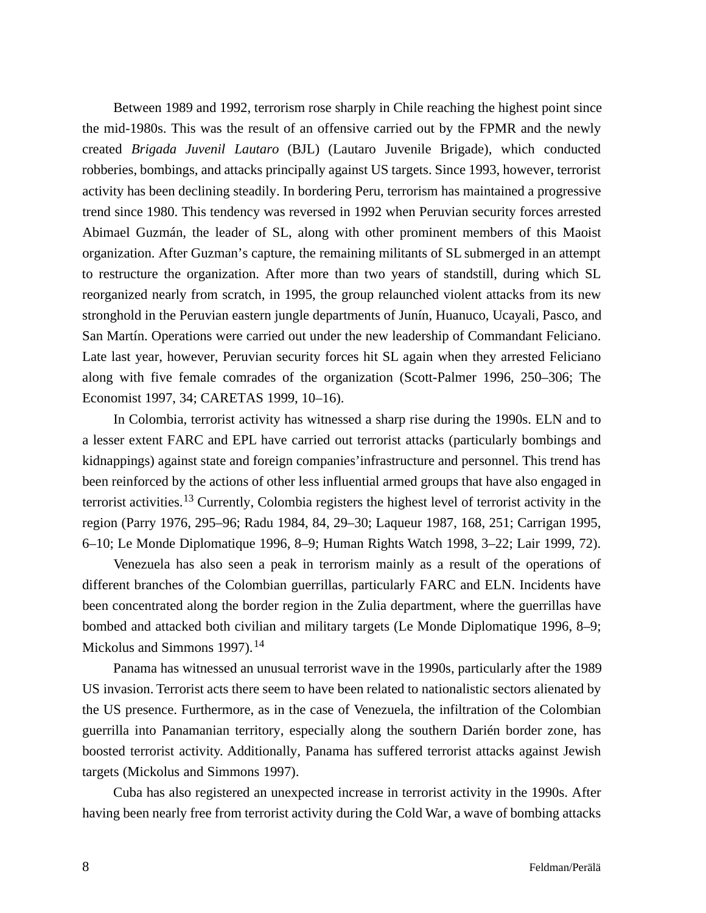Between 1989 and 1992, terrorism rose sharply in Chile reaching the highest point since the mid-1980s. This was the result of an offensive carried out by the FPMR and the newly created *Brigada Juvenil Lautaro* (BJL) (Lautaro Juvenile Brigade), which conducted robberies, bombings, and attacks principally against US targets. Since 1993, however, terrorist activity has been declining steadily. In bordering Peru, terrorism has maintained a progressive trend since 1980. This tendency was reversed in 1992 when Peruvian security forces arrested Abimael Guzmán, the leader of SL, along with other prominent members of this Maoist organization. After Guzman's capture, the remaining militants of SL submerged in an attempt to restructure the organization. After more than two years of standstill, during which SL reorganized nearly from scratch, in 1995, the group relaunched violent attacks from its new stronghold in the Peruvian eastern jungle departments of Junín, Huanuco, Ucayali, Pasco, and San Martín. Operations were carried out under the new leadership of Commandant Feliciano. Late last year, however, Peruvian security forces hit SL again when they arrested Feliciano along with five female comrades of the organization (Scott-Palmer 1996, 250–306; The Economist 1997, 34; CARETAS 1999, 10–16).

In Colombia, terrorist activity has witnessed a sharp rise during the 1990s. ELN and to a lesser extent FARC and EPL have carried out terrorist attacks (particularly bombings and kidnappings) against state and foreign companies'infrastructure and personnel. This trend has been reinforced by the actions of other less influential armed groups that have also engaged in terrorist activities.[13] Currently, Colombia registers the highest level of terrorist activity in the region (Parry 1976, 295–96; Radu 1984, 84, 29–30; Laqueur 1987, 168, 251; Carrigan 1995, 6–10; Le Monde Diplomatique 1996, 8–9; Human Rights Watch 1998, 3–22; Lair 1999, 72).

Venezuela has also seen a peak in terrorism mainly as a result of the operations of different branches of the Colombian guerrillas, particularly FARC and ELN. Incidents have been concentrated along the border region in the Zulia department, where the guerrillas have bombed and attacked both civilian and military targets (Le Monde Diplomatique 1996, 8–9; Mickolus and Simmons 1997).[14]

Panama has witnessed an unusual terrorist wave in the 1990s, particularly after the 1989 US invasion. Terrorist acts there seem to have been related to nationalistic sectors alienated by the US presence. Furthermore, as in the case of Venezuela, the infiltration of the Colombian guerrilla into Panamanian territory, especially along the southern Darién border zone, has boosted terrorist activity. Additionally, Panama has suffered terrorist attacks against Jewish targets (Mickolus and Simmons 1997).

Cuba has also registered an unexpected increase in terrorist activity in the 1990s. After having been nearly free from terrorist activity during the Cold War, a wave of bombing attacks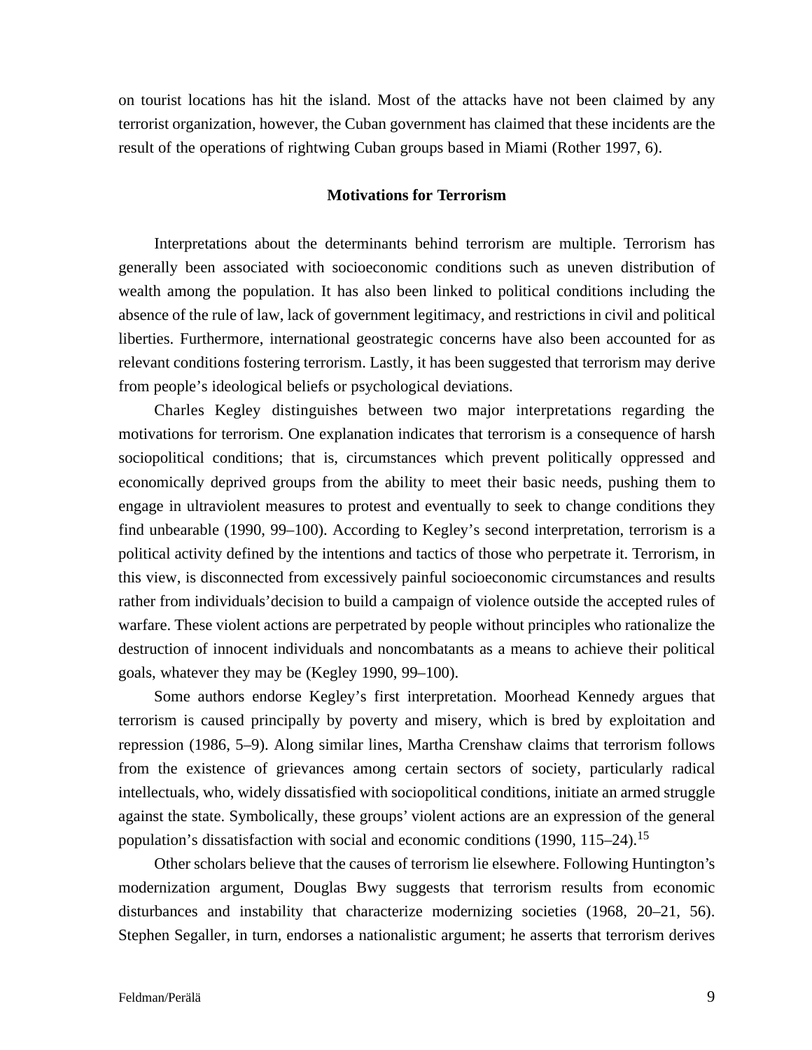on tourist locations has hit the island. Most of the attacks have not been claimed by any terrorist organization, however, the Cuban government has claimed that these incidents are the result of the operations of rightwing Cuban groups based in Miami (Rother 1997, 6).

## Motivations for Terrorism

Interpretations about the determinants behind terrorism are multiple. Terrorism has generally been associated with socioeconomic conditions such as uneven distribution of wealth among the population. It has also been linked to political conditions including the absence of the rule of law, lack of government legitimacy, and restrictions in civil and political liberties. Furthermore, international geostrategic concerns have also been accounted for as relevant conditions fostering terrorism. Lastly, it has been suggested that terrorism may derive from people's ideological beliefs or psychological deviations.

Charles Kegley distinguishes between two major interpretations regarding the motivations for terrorism. One explanation indicates that terrorism is a consequence of harsh sociopolitical conditions; that is, circumstances which prevent politically oppressed and economically deprived groups from the ability to meet their basic needs, pushing them to engage in ultraviolent measures to protest and eventually to seek to change conditions they find unbearable (1990, 99–100). According to Kegley's second interpretation, terrorism is a political activity defined by the intentions and tactics of those who perpetrate it. Terrorism, in this view, is disconnected from excessively painful socioeconomic circumstances and results rather from individuals' decision to build a campaign of violence outside the accepted rules of warfare. These violent actions are perpetrated by people without principles who rationalize the destruction of innocent individuals and noncombatants as a means to achieve their political goals, whatever they may be (Kegley 1990, 99–100).

Some authors endorse Kegley's first interpretation. Moorhead Kennedy argues that terrorism is caused principally by poverty and misery, which is bred by exploitation and repression (1986, 5–9). Along similar lines, Martha Crenshaw claims that terrorism follows from the existence of grievances among certain sectors of society, particularly radical intellectuals, who, widely dissatisfied with sociopolitical conditions, initiate an armed struggle against the state. Symbolically, these groups' violent actions are an expression of the general population's dissatisfaction with social and economic conditions (1990, 115–24).[15]

Other scholars believe that the causes of terrorism lie elsewhere. Following Huntington's modernization argument, Douglas Bwy suggests that terrorism results from economic disturbances and instability that characterize modernizing societies (1968, 20–21, 56). Stephen Segaller, in turn, endorses a nationalistic argument; he asserts that terrorism derives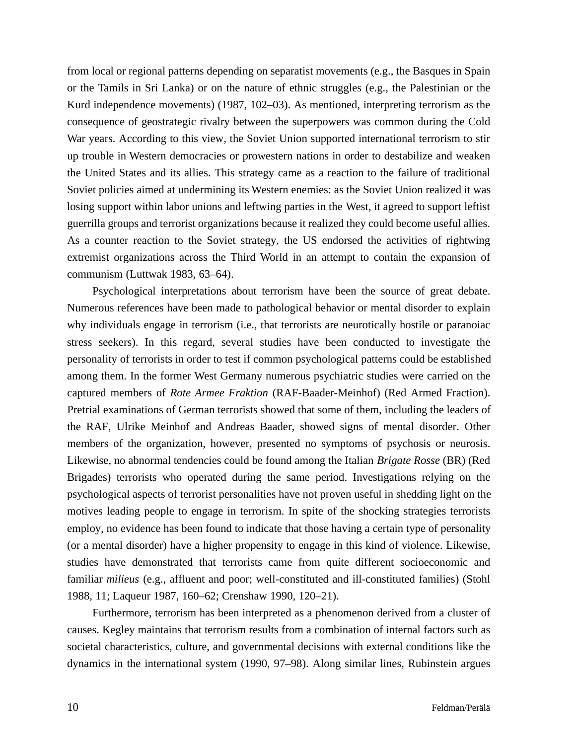from local or regional patterns depending on separatist movements (e.g., the Basques in Spain or the Tamils in Sri Lanka) or on the nature of ethnic struggles (e.g., the Palestinian or the Kurd independence movements) (1987, 102–03). As mentioned, interpreting terrorism as the consequence of geostrategic rivalry between the superpowers was common during the Cold War years. According to this view, the Soviet Union supported international terrorism to stir up trouble in Western democracies or prowestern nations in order to destabilize and weaken the United States and its allies. This strategy came as a reaction to the failure of traditional Soviet policies aimed at undermining its Western enemies: as the Soviet Union realized it was losing support within labor unions and leftwing parties in the West, it agreed to support leftist guerrilla groups and terrorist organizations because it realized they could become useful allies. As a counter reaction to the Soviet strategy, the US endorsed the activities of rightwing extremist organizations across the Third World in an attempt to contain the expansion of communism (Luttwak 1983, 63–64).

Psychological interpretations about terrorism have been the source of great debate. Numerous references have been made to pathological behavior or mental disorder to explain why individuals engage in terrorism (i.e., that terrorists are neurotically hostile or paranoiac stress seekers). In this regard, several studies have been conducted to investigate the personality of terrorists in order to test if common psychological patterns could be established among them. In the former West Germany numerous psychiatric studies were carried on the captured members of *Rote Armee Fraktion* (RAF-Baader-Meinhof) (Red Armed Fraction). Pretrial examinations of German terrorists showed that some of them, including the leaders of the RAF, Ulrike Meinhof and Andreas Baader, showed signs of mental disorder. Other members of the organization, however, presented no symptoms of psychosis or neurosis. Likewise, no abnormal tendencies could be found among the Italian *Brigate Rosse* (BR) (Red Brigades) terrorists who operated during the same period. Investigations relying on the psychological aspects of terrorist personalities have not proven useful in shedding light on the motives leading people to engage in terrorism. In spite of the shocking strategies terrorists employ, no evidence has been found to indicate that those having a certain type of personality (or a mental disorder) have a higher propensity to engage in this kind of violence. Likewise, studies have demonstrated that terrorists came from quite different socioeconomic and familiar *milieus* (e.g., affluent and poor; well-constituted and ill-constituted families) (Stohl 1988, 11; Laqueur 1987, 160–62; Crenshaw 1990, 120–21).

Furthermore, terrorism has been interpreted as a phenomenon derived from a cluster of causes. Kegley maintains that terrorism results from a combination of internal factors such as societal characteristics, culture, and governmental decisions with external conditions like the dynamics in the international system (1990, 97–98). Along similar lines, Rubinstein argues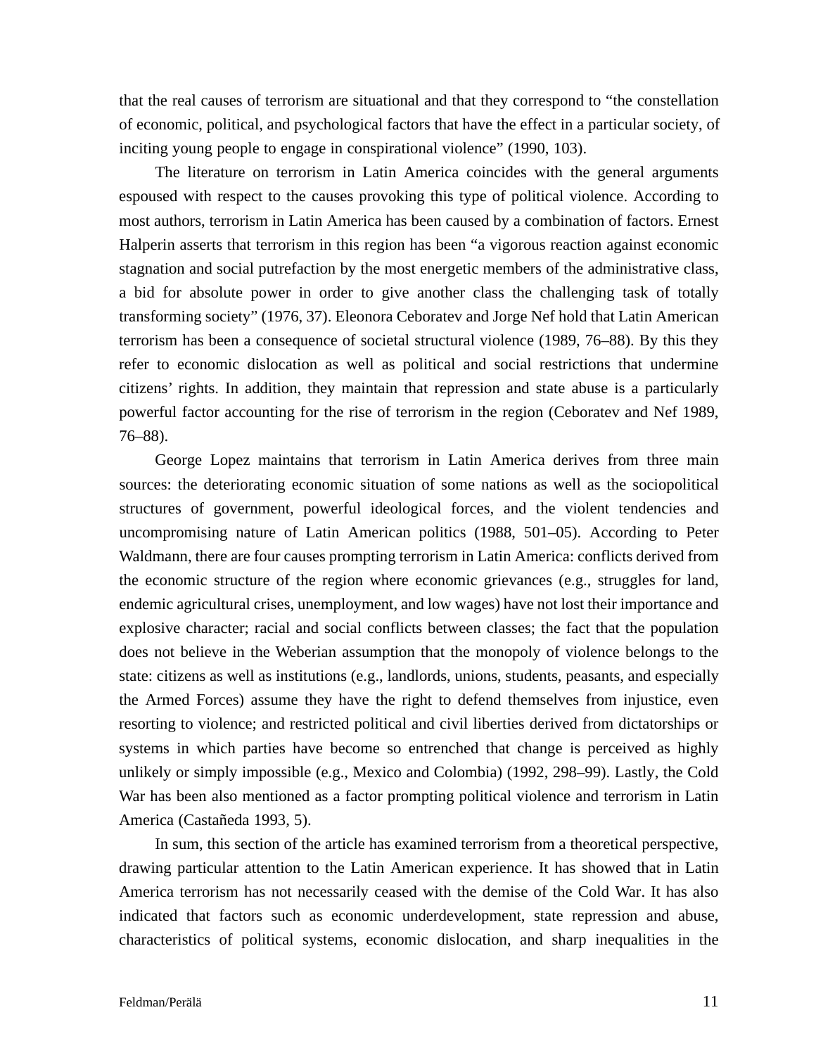that the real causes of terrorism are situational and that they correspond to "the constellation of economic, political, and psychological factors that have the effect in a particular society, of inciting young people to engage in conspirational violence" (1990, 103).

The literature on terrorism in Latin America coincides with the general arguments espoused with respect to the causes provoking this type of political violence. According to most authors, terrorism in Latin America has been caused by a combination of factors. Ernest Halperin asserts that terrorism in this region has been "a vigorous reaction against economic stagnation and social putrefaction by the most energetic members of the administrative class, a bid for absolute power in order to give another class the challenging task of totally transforming society" (1976, 37). Eleonora Ceboratev and Jorge Nef hold that Latin American terrorism has been a consequence of societal structural violence (1989, 76–88). By this they refer to economic dislocation as well as political and social restrictions that undermine citizens' rights. In addition, they maintain that repression and state abuse is a particularly powerful factor accounting for the rise of terrorism in the region (Ceboratev and Nef 1989, 76–88).

George Lopez maintains that terrorism in Latin America derives from three main sources: the deteriorating economic situation of some nations as well as the sociopolitical structures of government, powerful ideological forces, and the violent tendencies and uncompromising nature of Latin American politics (1988, 501–05). According to Peter Waldmann, there are four causes prompting terrorism in Latin America: conflicts derived from the economic structure of the region where economic grievances (e.g., struggles for land, endemic agricultural crises, unemployment, and low wages) have not lost their importance and explosive character; racial and social conflicts between classes; the fact that the population does not believe in the Weberian assumption that the monopoly of violence belongs to the state: citizens as well as institutions (e.g., landlords, unions, students, peasants, and especially the Armed Forces) assume they have the right to defend themselves from injustice, even resorting to violence; and restricted political and civil liberties derived from dictatorships or systems in which parties have become so entrenched that change is perceived as highly unlikely or simply impossible (e.g., Mexico and Colombia) (1992, 298–99). Lastly, the Cold War has been also mentioned as a factor prompting political violence and terrorism in Latin America (Castañeda 1993, 5).

In sum, this section of the article has examined terrorism from a theoretical perspective, drawing particular attention to the Latin American experience. It has showed that in Latin America terrorism has not necessarily ceased with the demise of the Cold War. It has also indicated that factors such as economic underdevelopment, state repression and abuse, characteristics of political systems, economic dislocation, and sharp inequalities in the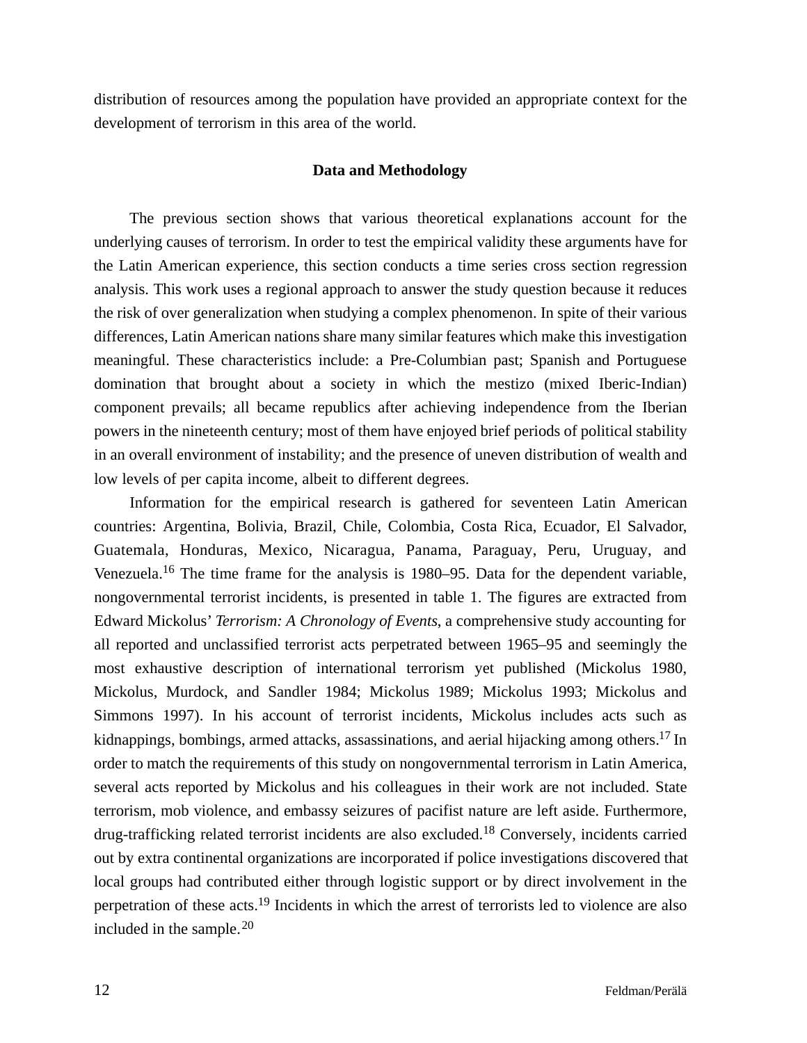distribution of resources among the population have provided an appropriate context for the development of terrorism in this area of the world.

## Data and Methodology

The previous section shows that various theoretical explanations account for the underlying causes of terrorism. In order to test the empirical validity these arguments have for the Latin American experience, this section conducts a time series cross section regression analysis. This work uses a regional approach to answer the study question because it reduces the risk of over generalization when studying a complex phenomenon. In spite of their various differences, Latin American nations share many similar features which make this investigation meaningful. These characteristics include: a Pre-Columbian past; Spanish and Portuguese domination that brought about a society in which the mestizo (mixed Iberic-Indian) component prevails; all became republics after achieving independence from the Iberian powers in the nineteenth century; most of them have enjoyed brief periods of political stability in an overall environment of instability; and the presence of uneven distribution of wealth and low levels of per capita income, albeit to different degrees.

Information for the empirical research is gathered for seventeen Latin American countries: Argentina, Bolivia, Brazil, Chile, Colombia, Costa Rica, Ecuador, El Salvador, Guatemala, Honduras, Mexico, Nicaragua, Panama, Paraguay, Peru, Uruguay, and Venezuela.[16] The time frame for the analysis is 1980–95. Data for the dependent variable, nongovernmental terrorist incidents, is presented in table 1. The figures are extracted from Edward Mickolus' *Terrorism: A Chronology of Events*, a comprehensive study accounting for all reported and unclassified terrorist acts perpetrated between 1965–95 and seemingly the most exhaustive description of international terrorism yet published (Mickolus 1980, Mickolus, Murdock, and Sandler 1984; Mickolus 1989; Mickolus 1993; Mickolus and Simmons 1997). In his account of terrorist incidents, Mickolus includes acts such as kidnappings, bombings, armed attacks, assassinations, and aerial hijacking among others.[17] In order to match the requirements of this study on nongovernmental terrorism in Latin America, several acts reported by Mickolus and his colleagues in their work are not included. State terrorism, mob violence, and embassy seizures of pacifist nature are left aside. Furthermore, drug-trafficking related terrorist incidents are also excluded.[18] Conversely, incidents carried out by extra continental organizations are incorporated if police investigations discovered that local groups had contributed either through logistic support or by direct involvement in the perpetration of these acts.[19] Incidents in which the arrest of terrorists led to violence are also included in the sample.[20]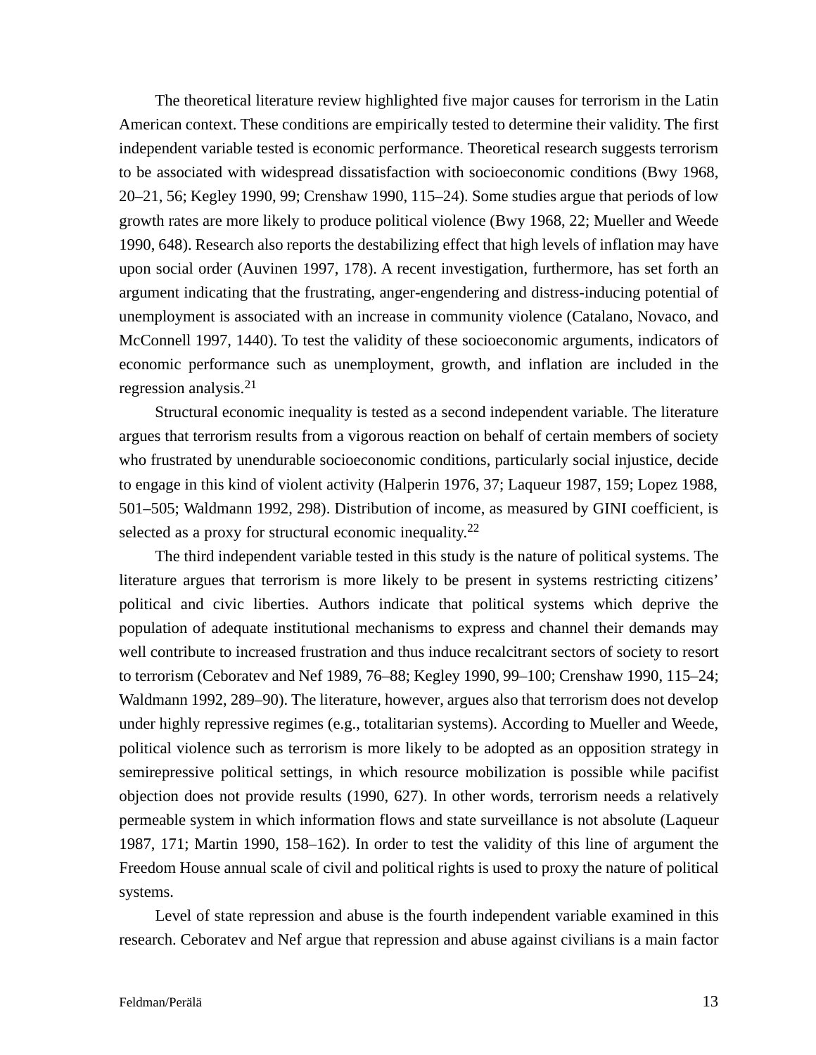The theoretical literature review highlighted five major causes for terrorism in the Latin American context. These conditions are empirically tested to determine their validity. The first independent variable tested is economic performance. Theoretical research suggests terrorism to be associated with widespread dissatisfaction with socioeconomic conditions (Bwy 1968, 20–21, 56; Kegley 1990, 99; Crenshaw 1990, 115–24). Some studies argue that periods of low growth rates are more likely to produce political violence (Bwy 1968, 22; Mueller and Weede 1990, 648). Research also reports the destabilizing effect that high levels of inflation may have upon social order (Auvinen 1997, 178). A recent investigation, furthermore, has set forth an argument indicating that the frustrating, anger-engendering and distress-inducing potential of unemployment is associated with an increase in community violence (Catalano, Novaco, and McConnell 1997, 1440). To test the validity of these socioeconomic arguments, indicators of economic performance such as unemployment, growth, and inflation are included in the regression analysis.[21]

Structural economic inequality is tested as a second independent variable. The literature argues that terrorism results from a vigorous reaction on behalf of certain members of society who frustrated by unendurable socioeconomic conditions, particularly social injustice, decide to engage in this kind of violent activity (Halperin 1976, 37; Laqueur 1987, 159; Lopez 1988, 501–505; Waldmann 1992, 298). Distribution of income, as measured by GINI coefficient, is selected as a proxy for structural economic inequality.[22]

The third independent variable tested in this study is the nature of political systems. The literature argues that terrorism is more likely to be present in systems restricting citizens' political and civic liberties. Authors indicate that political systems which deprive the population of adequate institutional mechanisms to express and channel their demands may well contribute to increased frustration and thus induce recalcitrant sectors of society to resort to terrorism (Ceboratev and Nef 1989, 76–88; Kegley 1990, 99–100; Crenshaw 1990, 115–24; Waldmann 1992, 289–90). The literature, however, argues also that terrorism does not develop under highly repressive regimes (e.g., totalitarian systems). According to Mueller and Weede, political violence such as terrorism is more likely to be adopted as an opposition strategy in semirepressive political settings, in which resource mobilization is possible while pacifist objection does not provide results (1990, 627). In other words, terrorism needs a relatively permeable system in which information flows and state surveillance is not absolute (Laqueur 1987, 171; Martin 1990, 158–162). In order to test the validity of this line of argument the Freedom House annual scale of civil and political rights is used to proxy the nature of political systems.

Level of state repression and abuse is the fourth independent variable examined in this research. Ceboratev and Nef argue that repression and abuse against civilians is a main factor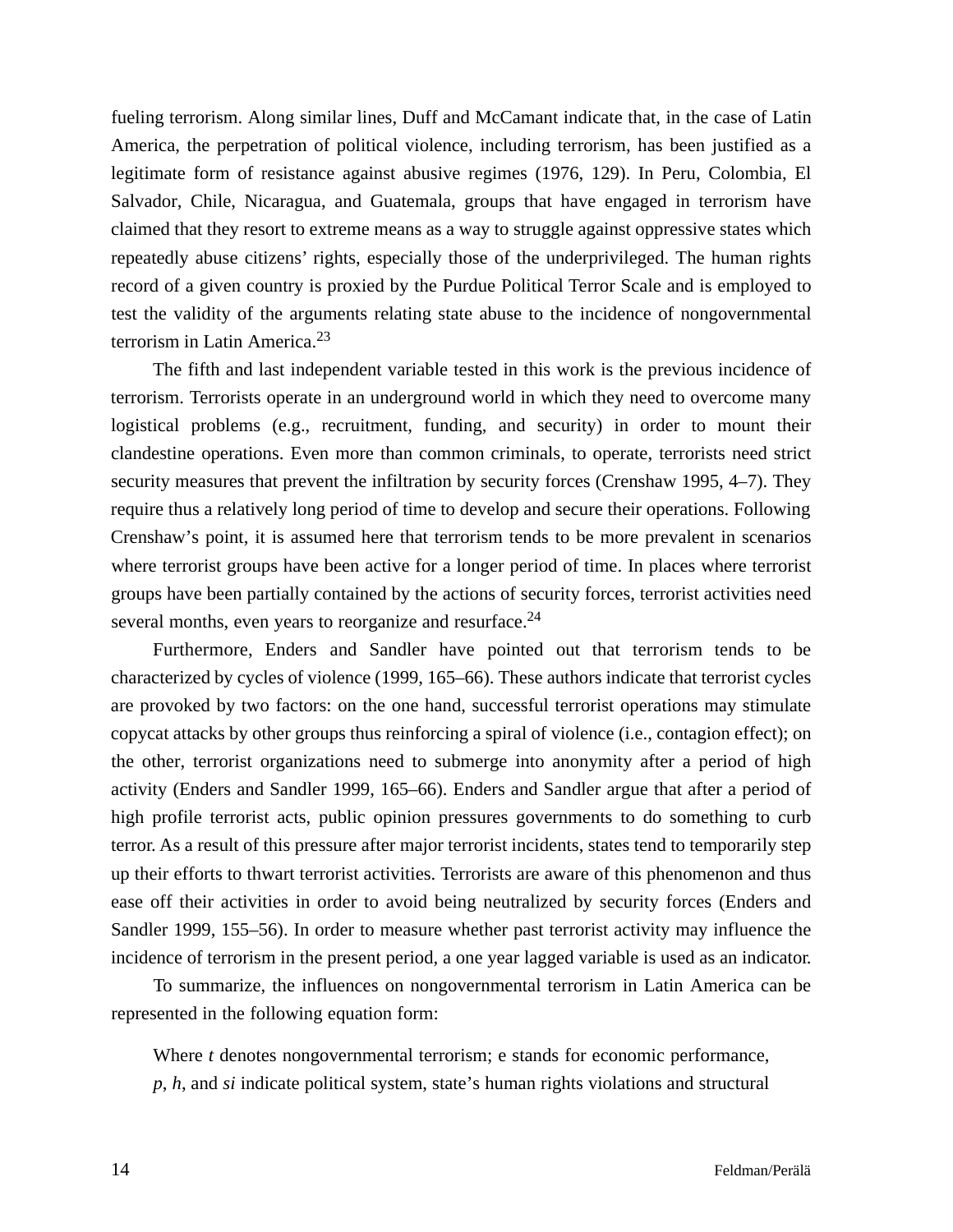fueling terrorism. Along similar lines, Duff and McCamant indicate that, in the case of Latin America, the perpetration of political violence, including terrorism, has been justified as a legitimate form of resistance against abusive regimes (1976, 129). In Peru, Colombia, El Salvador, Chile, Nicaragua, and Guatemala, groups that have engaged in terrorism have claimed that they resort to extreme means as a way to struggle against oppressive states which repeatedly abuse citizens' rights, especially those of the underprivileged. The human rights record of a given country is proxied by the Purdue Political Terror Scale and is employed to test the validity of the arguments relating state abuse to the incidence of nongovernmental terrorism in Latin America.[23]

The fifth and last independent variable tested in this work is the previous incidence of terrorism. Terrorists operate in an underground world in which they need to overcome many logistical problems (e.g., recruitment, funding, and security) in order to mount their clandestine operations. Even more than common criminals, to operate, terrorists need strict security measures that prevent the infiltration by security forces (Crenshaw 1995, 4–7). They require thus a relatively long period of time to develop and secure their operations. Following Crenshaw's point, it is assumed here that terrorism tends to be more prevalent in scenarios where terrorist groups have been active for a longer period of time. In places where terrorist groups have been partially contained by the actions of security forces, terrorist activities need several months, even years to reorganize and resurface.[24]

Furthermore, Enders and Sandler have pointed out that terrorism tends to be characterized by cycles of violence (1999, 165–66). These authors indicate that terrorist cycles are provoked by two factors: on the one hand, successful terrorist operations may stimulate copycat attacks by other groups thus reinforcing a spiral of violence (i.e., contagion effect); on the other, terrorist organizations need to submerge into anonymity after a period of high activity (Enders and Sandler 1999, 165–66). Enders and Sandler argue that after a period of high profile terrorist acts, public opinion pressures governments to do something to curb terror. As a result of this pressure after major terrorist incidents, states tend to temporarily step up their efforts to thwart terrorist activities. Terrorists are aware of this phenomenon and thus ease off their activities in order to avoid being neutralized by security forces (Enders and Sandler 1999, 155–56). In order to measure whether past terrorist activity may influence the incidence of terrorism in the present period, a one year lagged variable is used as an indicator.

To summarize, the influences on nongovernmental terrorism in Latin America can be represented in the following equation form:

Where *t* denotes nongovernmental terrorism; e stands for economic performance, *p*, *h*, and *si* indicate political system, state's human rights violations and structural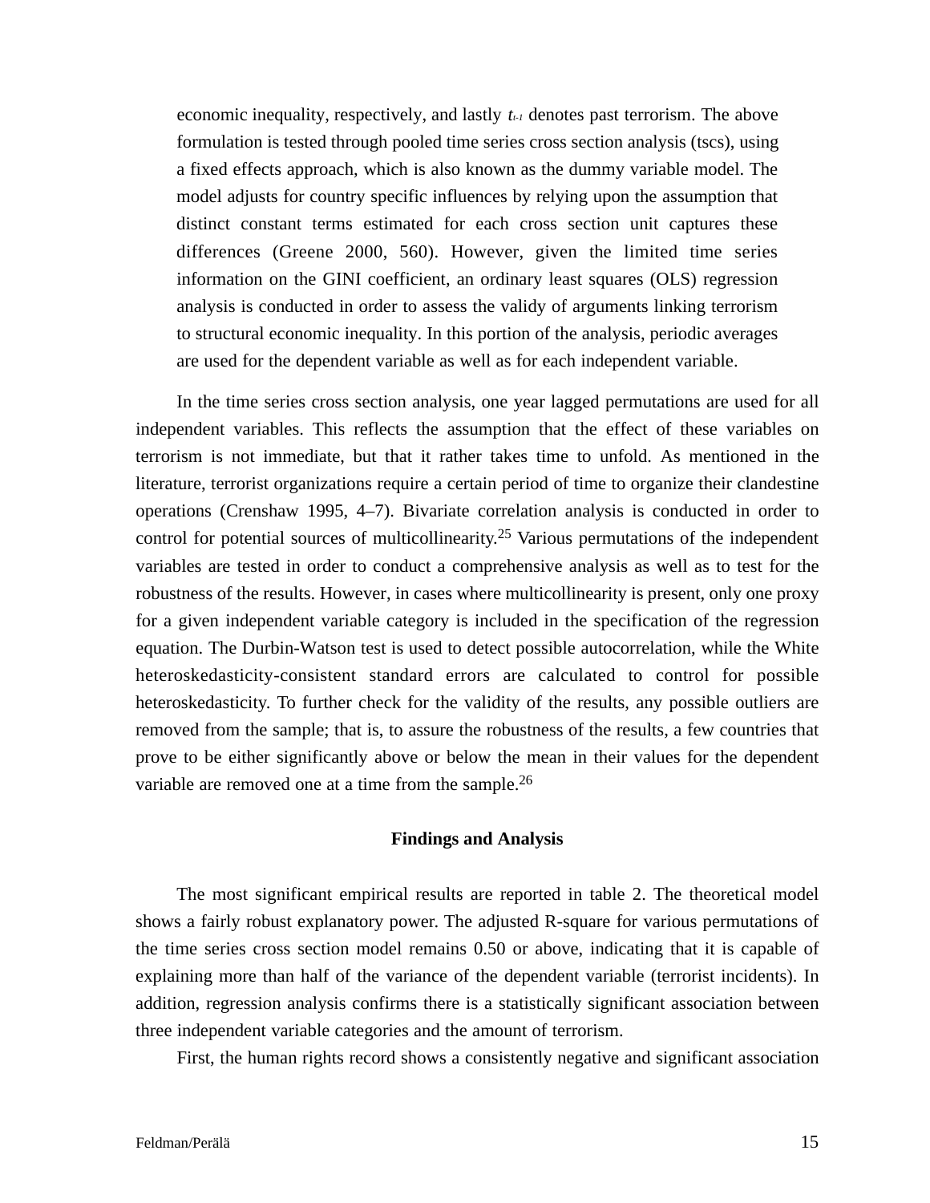economic inequality, respectively, and lastly $t_{t-1}$ denotes past terrorism. The above formulation is tested through pooled time series cross section analysis (tscs), using a fixed effects approach, which is also known as the dummy variable model. The model adjusts for country specific influences by relying upon the assumption that distinct constant terms estimated for each cross section unit captures these differences (Greene 2000, 560). However, given the limited time series information on the GINI coefficient, an ordinary least squares (OLS) regression analysis is conducted in order to assess the validy of arguments linking terrorism to structural economic inequality. In this portion of the analysis, periodic averages are used for the dependent variable as well as for each independent variable.

In the time series cross section analysis, one year lagged permutations are used for all independent variables. This reflects the assumption that the effect of these variables on terrorism is not immediate, but that it rather takes time to unfold. As mentioned in the literature, terrorist organizations require a certain period of time to organize their clandestine operations (Crenshaw 1995, 4–7). Bivariate correlation analysis is conducted in order to control for potential sources of multicollinearity.[25] Various permutations of the independent variables are tested in order to conduct a comprehensive analysis as well as to test for the robustness of the results. However, in cases where multicollinearity is present, only one proxy for a given independent variable category is included in the specification of the regression equation. The Durbin-Watson test is used to detect possible autocorrelation, while the White heteroskedasticity-consistent standard errors are calculated to control for possible heteroskedasticity. To further check for the validity of the results, any possible outliers are removed from the sample; that is, to assure the robustness of the results, a few countries that prove to be either significantly above or below the mean in their values for the dependent variable are removed one at a time from the sample.[26]

## Findings and Analysis

The most significant empirical results are reported in table 2. The theoretical model shows a fairly robust explanatory power. The adjusted R-square for various permutations of the time series cross section model remains 0.50 or above, indicating that it is capable of explaining more than half of the variance of the dependent variable (terrorist incidents). In addition, regression analysis confirms there is a statistically significant association between three independent variable categories and the amount of terrorism.

First, the human rights record shows a consistently negative and significant association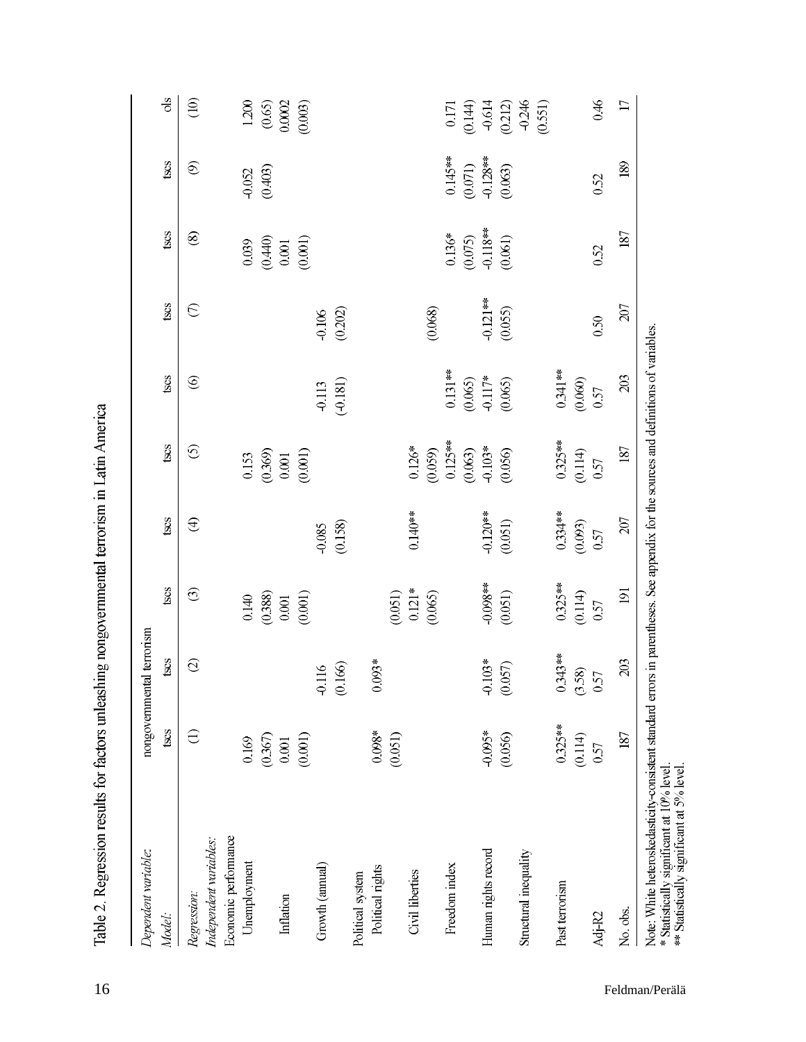Table 2. Regression results for factors unleashing nongovernmental terrorism in Latin America

| *Dependent variable:* | nongovernmental terrorism | | | | | | | | | |
|---|---|---|---|---|---|---|---|---|---|---|
| *Model:* | tscs | tscs | tscs | tscs | tscs | tscs | tscs | tscs | tscs | ols |
| *Regression:* | (1) | (2) | (3) | (4) | (5) | (6) | (7) | (8) | (9) | (10) |
| *Independent variables:* | | | | | | | | | | |
| Economic performance | | | | | | | | | | |
| Unemployment | 0.169 | | 0.140 | | 0.153 | | | 0.039 | -0.052 | 1.200 |
| | (0.367) | | (0.388) | | (0.369) | | | (0.440) | (0.403) | (0.65) |
| Inflation | 0.001 | | 0.001 | | 0.001 | | | 0.001 | | 0.0002 |
| | (0.001) | | (0.001) | | (0.001) | | | (0.001) | | (0.003) |
| Growth (annual) | | -0.116 | | -0.085 | | -0.113 | -0.106 | | | |
| | | (0.166) | | (0.158) | | (-0.181) | (0.202) | | | |
| Political system | | | | | | | | | | |
| Political rights | 0.098* | 0.093* | | | | | | | | |
| | (0.051) | | (0.051) | | | | | | | |
| Civil liberties | | | 0.121* | 0.140** | 0.126* | | | | | |
| | | | (0.065) | | (0.059) | | (0.068) | | | |
| Freedom index | | | | | 0.125** | 0.131** | | 0.136* | 0.145** | 0.171 |
| | | | | | (0.063) | (0.065) | | (0.075) | (0.071) | (0.144) |
| Human rights record | -0.095* | -0.103* | -0.098** | -0.120** | -0.103* | -0.117* | -0.121** | -0.118** | -0.128** | -0.614 |
| | (0.056) | (0.057) | (0.051) | (0.051) | (0.056) | (0.065) | (0.055) | (0.061) | (0.063) | (0.212) |
| Structural inequality | | | | | | | | | | -0.246 |
| | | | | | | | | | | (0.551) |
| Past terrorism | 0.325** | 0.343** | 0.325** | 0.334** | 0.325** | 0.341** | | | | |
| | (0.114) | (3.58) | (0.114) | (0.093) | (0.114) | (0.060) | | | | |
| Adj-R2 | 0.57 | 0.57 | 0.57 | 0.57 | 0.57 | 0.57 | 0.50 | 0.52 | 0.52 | 0.46 |
| No. obs. | 187 | 203 | 191 | 207 | 187 | 203 | 207 | 187 | 189 | 17 |

Note: White heteroskedasticity-consistent standard errors in parentheses. See appendix for the sources and definitions of variables.
\* Statistically significant at 10% level.
\*\* Statistically significant at 5% level.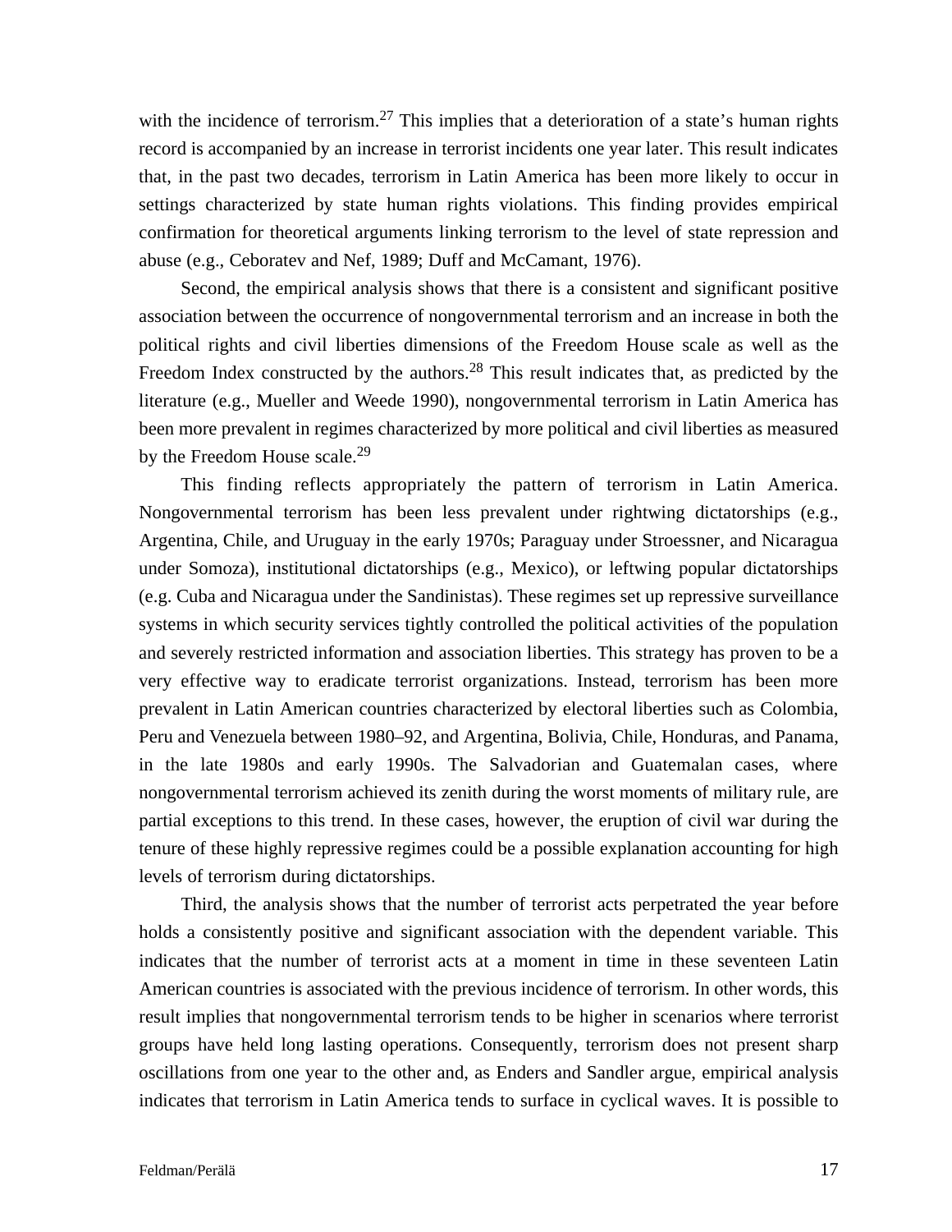with the incidence of terrorism.[27] This implies that a deterioration of a state's human rights record is accompanied by an increase in terrorist incidents one year later. This result indicates that, in the past two decades, terrorism in Latin America has been more likely to occur in settings characterized by state human rights violations. This finding provides empirical confirmation for theoretical arguments linking terrorism to the level of state repression and abuse (e.g., Ceboratev and Nef, 1989; Duff and McCamant, 1976).

Second, the empirical analysis shows that there is a consistent and significant positive association between the occurrence of nongovernmental terrorism and an increase in both the political rights and civil liberties dimensions of the Freedom House scale as well as the Freedom Index constructed by the authors.[28] This result indicates that, as predicted by the literature (e.g., Mueller and Weede 1990), nongovernmental terrorism in Latin America has been more prevalent in regimes characterized by more political and civil liberties as measured by the Freedom House scale.[29]

This finding reflects appropriately the pattern of terrorism in Latin America. Nongovernmental terrorism has been less prevalent under rightwing dictatorships (e.g., Argentina, Chile, and Uruguay in the early 1970s; Paraguay under Stroessner, and Nicaragua under Somoza), institutional dictatorships (e.g., Mexico), or leftwing popular dictatorships (e.g. Cuba and Nicaragua under the Sandinistas). These regimes set up repressive surveillance systems in which security services tightly controlled the political activities of the population and severely restricted information and association liberties. This strategy has proven to be a very effective way to eradicate terrorist organizations. Instead, terrorism has been more prevalent in Latin American countries characterized by electoral liberties such as Colombia, Peru and Venezuela between 1980–92, and Argentina, Bolivia, Chile, Honduras, and Panama, in the late 1980s and early 1990s. The Salvadorian and Guatemalan cases, where nongovernmental terrorism achieved its zenith during the worst moments of military rule, are partial exceptions to this trend. In these cases, however, the eruption of civil war during the tenure of these highly repressive regimes could be a possible explanation accounting for high levels of terrorism during dictatorships.

Third, the analysis shows that the number of terrorist acts perpetrated the year before holds a consistently positive and significant association with the dependent variable. This indicates that the number of terrorist acts at a moment in time in these seventeen Latin American countries is associated with the previous incidence of terrorism. In other words, this result implies that nongovernmental terrorism tends to be higher in scenarios where terrorist groups have held long lasting operations. Consequently, terrorism does not present sharp oscillations from one year to the other and, as Enders and Sandler argue, empirical analysis indicates that terrorism in Latin America tends to surface in cyclical waves. It is possible to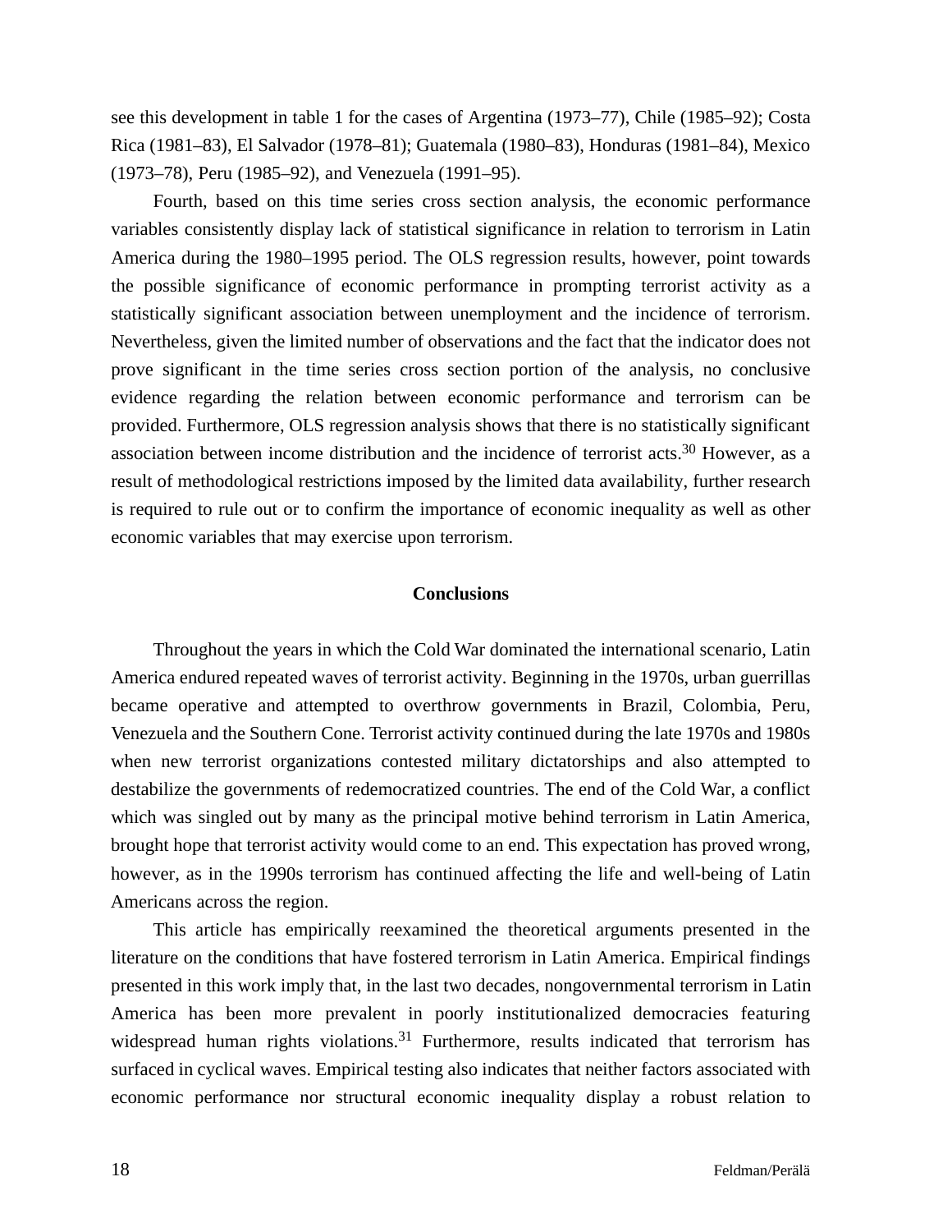see this development in table 1 for the cases of Argentina (1973–77), Chile (1985–92); Costa Rica (1981–83), El Salvador (1978–81); Guatemala (1980–83), Honduras (1981–84), Mexico (1973–78), Peru (1985–92), and Venezuela (1991–95).

Fourth, based on this time series cross section analysis, the economic performance variables consistently display lack of statistical significance in relation to terrorism in Latin America during the 1980–1995 period. The OLS regression results, however, point towards the possible significance of economic performance in prompting terrorist activity as a statistically significant association between unemployment and the incidence of terrorism. Nevertheless, given the limited number of observations and the fact that the indicator does not prove significant in the time series cross section portion of the analysis, no conclusive evidence regarding the relation between economic performance and terrorism can be provided. Furthermore, OLS regression analysis shows that there is no statistically significant association between income distribution and the incidence of terrorist acts.[30] However, as a result of methodological restrictions imposed by the limited data availability, further research is required to rule out or to confirm the importance of economic inequality as well as other economic variables that may exercise upon terrorism.

## Conclusions

Throughout the years in which the Cold War dominated the international scenario, Latin America endured repeated waves of terrorist activity. Beginning in the 1970s, urban guerrillas became operative and attempted to overthrow governments in Brazil, Colombia, Peru, Venezuela and the Southern Cone. Terrorist activity continued during the late 1970s and 1980s when new terrorist organizations contested military dictatorships and also attempted to destabilize the governments of redemocratized countries. The end of the Cold War, a conflict which was singled out by many as the principal motive behind terrorism in Latin America, brought hope that terrorist activity would come to an end. This expectation has proved wrong, however, as in the 1990s terrorism has continued affecting the life and well-being of Latin Americans across the region.

This article has empirically reexamined the theoretical arguments presented in the literature on the conditions that have fostered terrorism in Latin America. Empirical findings presented in this work imply that, in the last two decades, nongovernmental terrorism in Latin America has been more prevalent in poorly institutionalized democracies featuring widespread human rights violations.[31] Furthermore, results indicated that terrorism has surfaced in cyclical waves. Empirical testing also indicates that neither factors associated with economic performance nor structural economic inequality display a robust relation to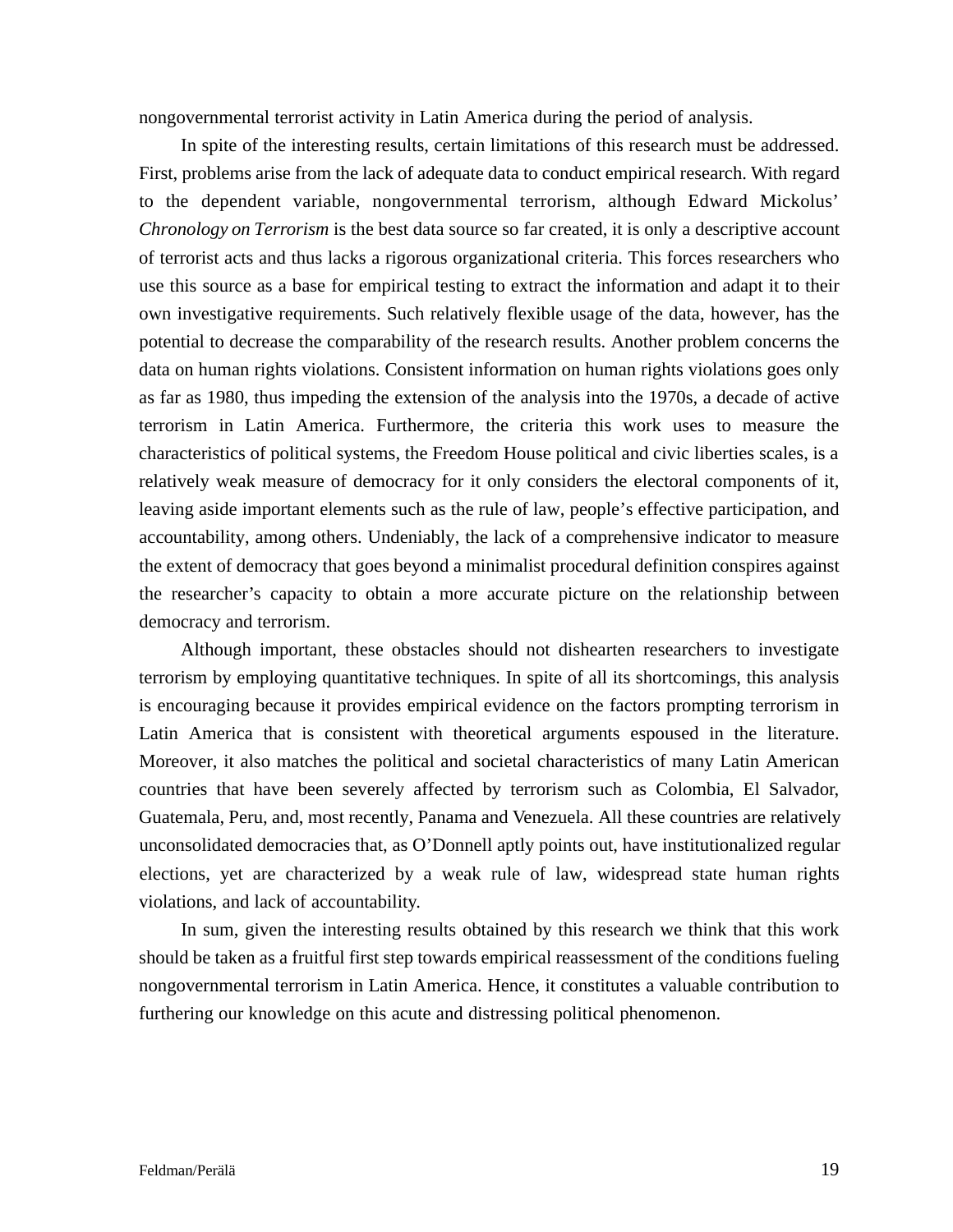nongovernmental terrorist activity in Latin America during the period of analysis.

In spite of the interesting results, certain limitations of this research must be addressed. First, problems arise from the lack of adequate data to conduct empirical research. With regard to the dependent variable, nongovernmental terrorism, although Edward Mickolus' *Chronology on Terrorism* is the best data source so far created, it is only a descriptive account of terrorist acts and thus lacks a rigorous organizational criteria. This forces researchers who use this source as a base for empirical testing to extract the information and adapt it to their own investigative requirements. Such relatively flexible usage of the data, however, has the potential to decrease the comparability of the research results. Another problem concerns the data on human rights violations. Consistent information on human rights violations goes only as far as 1980, thus impeding the extension of the analysis into the 1970s, a decade of active terrorism in Latin America. Furthermore, the criteria this work uses to measure the characteristics of political systems, the Freedom House political and civic liberties scales, is a relatively weak measure of democracy for it only considers the electoral components of it, leaving aside important elements such as the rule of law, people's effective participation, and accountability, among others. Undeniably, the lack of a comprehensive indicator to measure the extent of democracy that goes beyond a minimalist procedural definition conspires against the researcher's capacity to obtain a more accurate picture on the relationship between democracy and terrorism.

Although important, these obstacles should not dishearten researchers to investigate terrorism by employing quantitative techniques. In spite of all its shortcomings, this analysis is encouraging because it provides empirical evidence on the factors prompting terrorism in Latin America that is consistent with theoretical arguments espoused in the literature. Moreover, it also matches the political and societal characteristics of many Latin American countries that have been severely affected by terrorism such as Colombia, El Salvador, Guatemala, Peru, and, most recently, Panama and Venezuela. All these countries are relatively unconsolidated democracies that, as O'Donnell aptly points out, have institutionalized regular elections, yet are characterized by a weak rule of law, widespread state human rights violations, and lack of accountability.

In sum, given the interesting results obtained by this research we think that this work should be taken as a fruitful first step towards empirical reassessment of the conditions fueling nongovernmental terrorism in Latin America. Hence, it constitutes a valuable contribution to furthering our knowledge on this acute and distressing political phenomenon.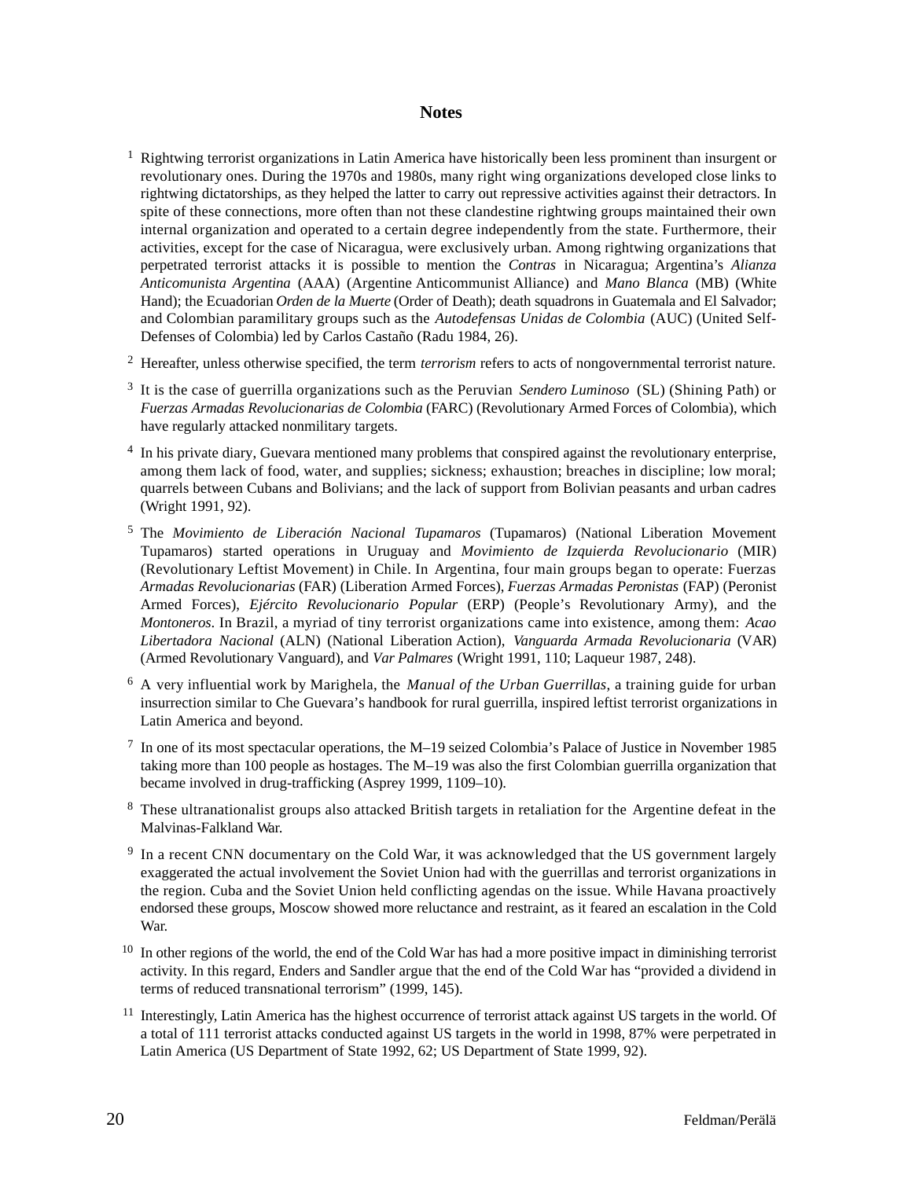## Notes

1 Rightwing terrorist organizations in Latin America have historically been less prominent than insurgent or revolutionary ones. During the 1970s and 1980s, many right wing organizations developed close links to rightwing dictatorships, as they helped the latter to carry out repressive activities against their detractors. In spite of these connections, more often than not these clandestine rightwing groups maintained their own internal organization and operated to a certain degree independently from the state. Furthermore, their activities, except for the case of Nicaragua, were exclusively urban. Among rightwing organizations that perpetrated terrorist attacks it is possible to mention the *Contras* in Nicaragua; Argentina's *Alianza Anticomunista Argentina* (AAA) (Argentine Anticommunist Alliance) and *Mano Blanca* (MB) (White Hand); the Ecuadorian *Orden de la Muerte* (Order of Death); death squadrons in Guatemala and El Salvador; and Colombian paramilitary groups such as the *Autodefensas Unidas de Colombia* (AUC) (United Self-Defenses of Colombia) led by Carlos Castaño (Radu 1984, 26).

2 Hereafter, unless otherwise specified, the term *terrorism* refers to acts of nongovernmental terrorist nature.

3 It is the case of guerrilla organizations such as the Peruvian *Sendero Luminoso* (SL) (Shining Path) or *Fuerzas Armadas Revolucionarias de Colombia* (FARC) (Revolutionary Armed Forces of Colombia), which have regularly attacked nonmilitary targets.

4 In his private diary, Guevara mentioned many problems that conspired against the revolutionary enterprise, among them lack of food, water, and supplies; sickness; exhaustion; breaches in discipline; low moral; quarrels between Cubans and Bolivians; and the lack of support from Bolivian peasants and urban cadres (Wright 1991, 92).

5 The *Movimiento de Liberación Nacional Tupamaros* (Tupamaros) (National Liberation Movement Tupamaros) started operations in Uruguay and *Movimiento de Izquierda Revolucionario* (MIR) (Revolutionary Leftist Movement) in Chile. In Argentina, four main groups began to operate: Fuerzas *Armadas Revolucionarias* (FAR) (Liberation Armed Forces), *Fuerzas Armadas Peronistas* (FAP) (Peronist Armed Forces), *Ejército Revolucionario Popular* (ERP) (People's Revolutionary Army), and the *Montoneros*. In Brazil, a myriad of tiny terrorist organizations came into existence, among them: *Acao Libertadora Nacional* (ALN) (National Liberation Action), *Vanguarda Armada Revolucionaria* (VAR) (Armed Revolutionary Vanguard), and *Var Palmares* (Wright 1991, 110; Laqueur 1987, 248).

6 A very influential work by Marighela, the *Manual of the Urban Guerrillas*, a training guide for urban insurrection similar to Che Guevara's handbook for rural guerrilla, inspired leftist terrorist organizations in Latin America and beyond.

7 In one of its most spectacular operations, the M–19 seized Colombia's Palace of Justice in November 1985 taking more than 100 people as hostages. The M–19 was also the first Colombian guerrilla organization that became involved in drug-trafficking (Asprey 1999, 1109–10).

8 These ultranationalist groups also attacked British targets in retaliation for the Argentine defeat in the Malvinas-Falkland War.

9 In a recent CNN documentary on the Cold War, it was acknowledged that the US government largely exaggerated the actual involvement the Soviet Union had with the guerrillas and terrorist organizations in the region. Cuba and the Soviet Union held conflicting agendas on the issue. While Havana proactively endorsed these groups, Moscow showed more reluctance and restraint, as it feared an escalation in the Cold War.

10 In other regions of the world, the end of the Cold War has had a more positive impact in diminishing terrorist activity. In this regard, Enders and Sandler argue that the end of the Cold War has "provided a dividend in terms of reduced transnational terrorism" (1999, 145).

11 Interestingly, Latin America has the highest occurrence of terrorist attack against US targets in the world. Of a total of 111 terrorist attacks conducted against US targets in the world in 1998, 87% were perpetrated in Latin America (US Department of State 1992, 62; US Department of State 1999, 92).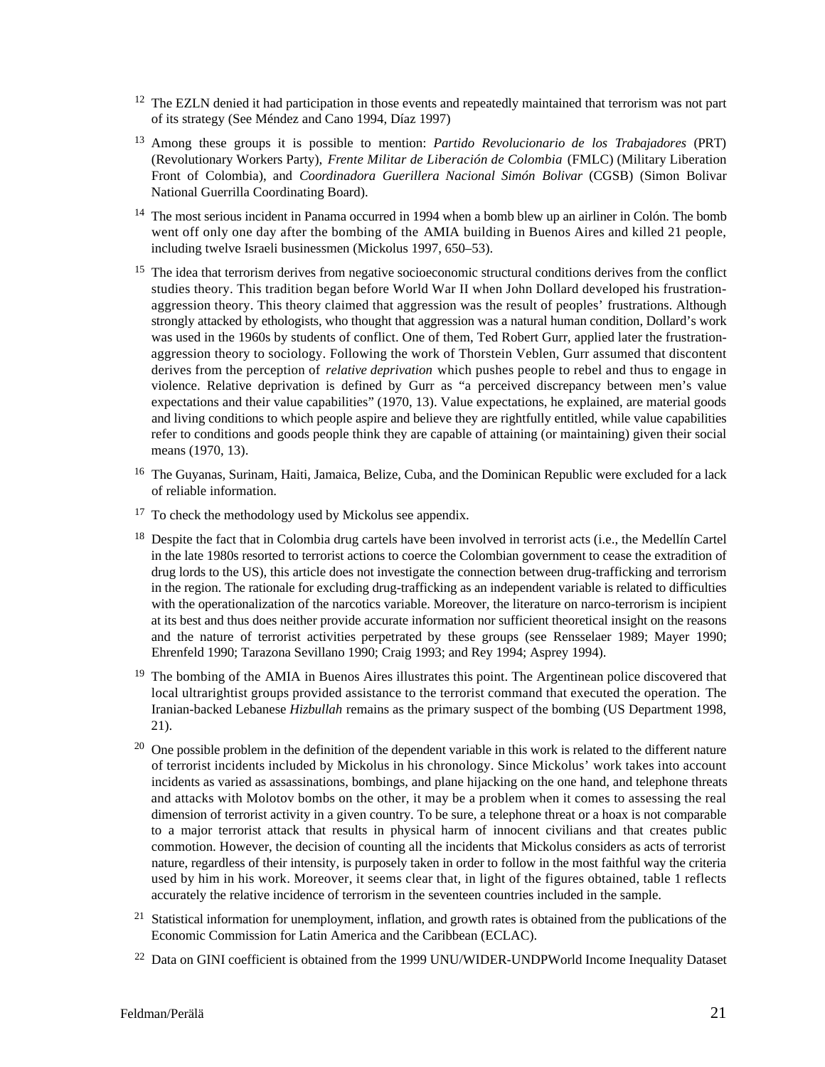[12] The EZLN denied it had participation in those events and repeatedly maintained that terrorism was not part of its strategy (See Méndez and Cano 1994, Díaz 1997)

[13] Among these groups it is possible to mention: *Partido Revolucionario de los Trabajadores* (PRT) (Revolutionary Workers Party), *Frente Militar de Liberación de Colombia* (FMLC) (Military Liberation Front of Colombia), and *Coordinadora Guerillera Nacional Simón Bolivar* (CGSB) (Simon Bolivar National Guerrilla Coordinating Board).

[14] The most serious incident in Panama occurred in 1994 when a bomb blew up an airliner in Colón. The bomb went off only one day after the bombing of the AMIA building in Buenos Aires and killed 21 people, including twelve Israeli businessmen (Mickolus 1997, 650–53).

[15] The idea that terrorism derives from negative socioeconomic structural conditions derives from the conflict studies theory. This tradition began before World War II when John Dollard developed his frustration-aggression theory. This theory claimed that aggression was the result of peoples' frustrations. Although strongly attacked by ethologists, who thought that aggression was a natural human condition, Dollard's work was used in the 1960s by students of conflict. One of them, Ted Robert Gurr, applied later the frustration-aggression theory to sociology. Following the work of Thorstein Veblen, Gurr assumed that discontent derives from the perception of *relative deprivation* which pushes people to rebel and thus to engage in violence. Relative deprivation is defined by Gurr as "a perceived discrepancy between men's value expectations and their value capabilities" (1970, 13). Value expectations, he explained, are material goods and living conditions to which people aspire and believe they are rightfully entitled, while value capabilities refer to conditions and goods people think they are capable of attaining (or maintaining) given their social means (1970, 13).

[16] The Guyanas, Surinam, Haiti, Jamaica, Belize, Cuba, and the Dominican Republic were excluded for a lack of reliable information.

[17] To check the methodology used by Mickolus see appendix.

[18] Despite the fact that in Colombia drug cartels have been involved in terrorist acts (i.e., the Medellín Cartel in the late 1980s resorted to terrorist actions to coerce the Colombian government to cease the extradition of drug lords to the US), this article does not investigate the connection between drug-trafficking and terrorism in the region. The rationale for excluding drug-trafficking as an independent variable is related to difficulties with the operationalization of the narcotics variable. Moreover, the literature on narco-terrorism is incipient at its best and thus does neither provide accurate information nor sufficient theoretical insight on the reasons and the nature of terrorist activities perpetrated by these groups (see Rensselaer 1989; Mayer 1990; Ehrenfeld 1990; Tarazona Sevillano 1990; Craig 1993; and Rey 1994; Asprey 1994).

[19] The bombing of the AMIA in Buenos Aires illustrates this point. The Argentinean police discovered that local ultrarightist groups provided assistance to the terrorist command that executed the operation. The Iranian-backed Lebanese *Hizbullah* remains as the primary suspect of the bombing (US Department 1998, 21).

[20] One possible problem in the definition of the dependent variable in this work is related to the different nature of terrorist incidents included by Mickolus in his chronology. Since Mickolus' work takes into account incidents as varied as assassinations, bombings, and plane hijacking on the one hand, and telephone threats and attacks with Molotov bombs on the other, it may be a problem when it comes to assessing the real dimension of terrorist activity in a given country. To be sure, a telephone threat or a hoax is not comparable to a major terrorist attack that results in physical harm of innocent civilians and that creates public commotion. However, the decision of counting all the incidents that Mickolus considers as acts of terrorist nature, regardless of their intensity, is purposely taken in order to follow in the most faithful way the criteria used by him in his work. Moreover, it seems clear that, in light of the figures obtained, table 1 reflects accurately the relative incidence of terrorism in the seventeen countries included in the sample.

[21] Statistical information for unemployment, inflation, and growth rates is obtained from the publications of the Economic Commission for Latin America and the Caribbean (ECLAC).

[22] Data on GINI coefficient is obtained from the 1999 UNU/WIDER-UNDPWorld Income Inequality Dataset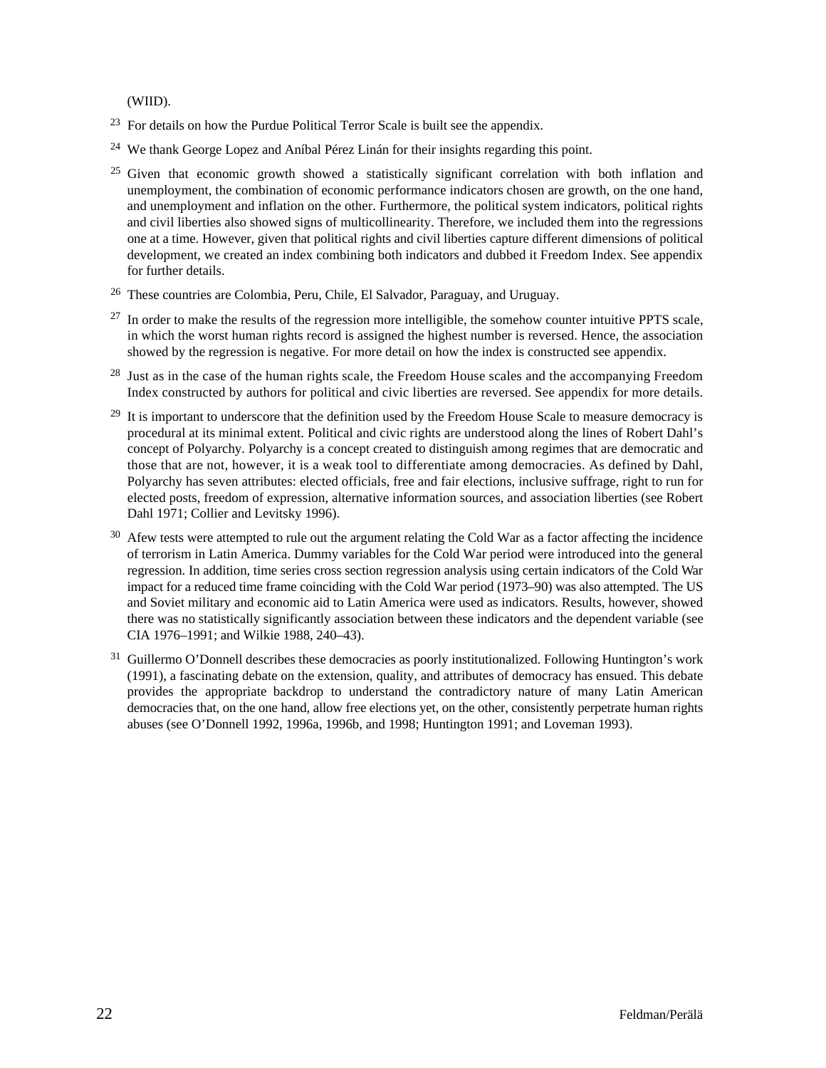(WIID).

[23] For details on how the Purdue Political Terror Scale is built see the appendix.

[24] We thank George Lopez and Aníbal Pérez Linán for their insights regarding this point.

[25] Given that economic growth showed a statistically significant correlation with both inflation and unemployment, the combination of economic performance indicators chosen are growth, on the one hand, and unemployment and inflation on the other. Furthermore, the political system indicators, political rights and civil liberties also showed signs of multicollinearity. Therefore, we included them into the regressions one at a time. However, given that political rights and civil liberties capture different dimensions of political development, we created an index combining both indicators and dubbed it Freedom Index. See appendix for further details.

[26] These countries are Colombia, Peru, Chile, El Salvador, Paraguay, and Uruguay.

[27] In order to make the results of the regression more intelligible, the somehow counter intuitive PPTS scale, in which the worst human rights record is assigned the highest number is reversed. Hence, the association showed by the regression is negative. For more detail on how the index is constructed see appendix.

[28] Just as in the case of the human rights scale, the Freedom House scales and the accompanying Freedom Index constructed by authors for political and civic liberties are reversed. See appendix for more details.

[29] It is important to underscore that the definition used by the Freedom House Scale to measure democracy is procedural at its minimal extent. Political and civic rights are understood along the lines of Robert Dahl's concept of Polyarchy. Polyarchy is a concept created to distinguish among regimes that are democratic and those that are not, however, it is a weak tool to differentiate among democracies. As defined by Dahl, Polyarchy has seven attributes: elected officials, free and fair elections, inclusive suffrage, right to run for elected posts, freedom of expression, alternative information sources, and association liberties (see Robert Dahl 1971; Collier and Levitsky 1996).

[30] Afew tests were attempted to rule out the argument relating the Cold War as a factor affecting the incidence of terrorism in Latin America. Dummy variables for the Cold War period were introduced into the general regression. In addition, time series cross section regression analysis using certain indicators of the Cold War impact for a reduced time frame coinciding with the Cold War period (1973–90) was also attempted. The US and Soviet military and economic aid to Latin America were used as indicators. Results, however, showed there was no statistically significantly association between these indicators and the dependent variable (see CIA 1976–1991; and Wilkie 1988, 240–43).

[31] Guillermo O'Donnell describes these democracies as poorly institutionalized. Following Huntington's work (1991), a fascinating debate on the extension, quality, and attributes of democracy has ensued. This debate provides the appropriate backdrop to understand the contradictory nature of many Latin American democracies that, on the one hand, allow free elections yet, on the other, consistently perpetrate human rights abuses (see O'Donnell 1992, 1996a, 1996b, and 1998; Huntington 1991; and Loveman 1993).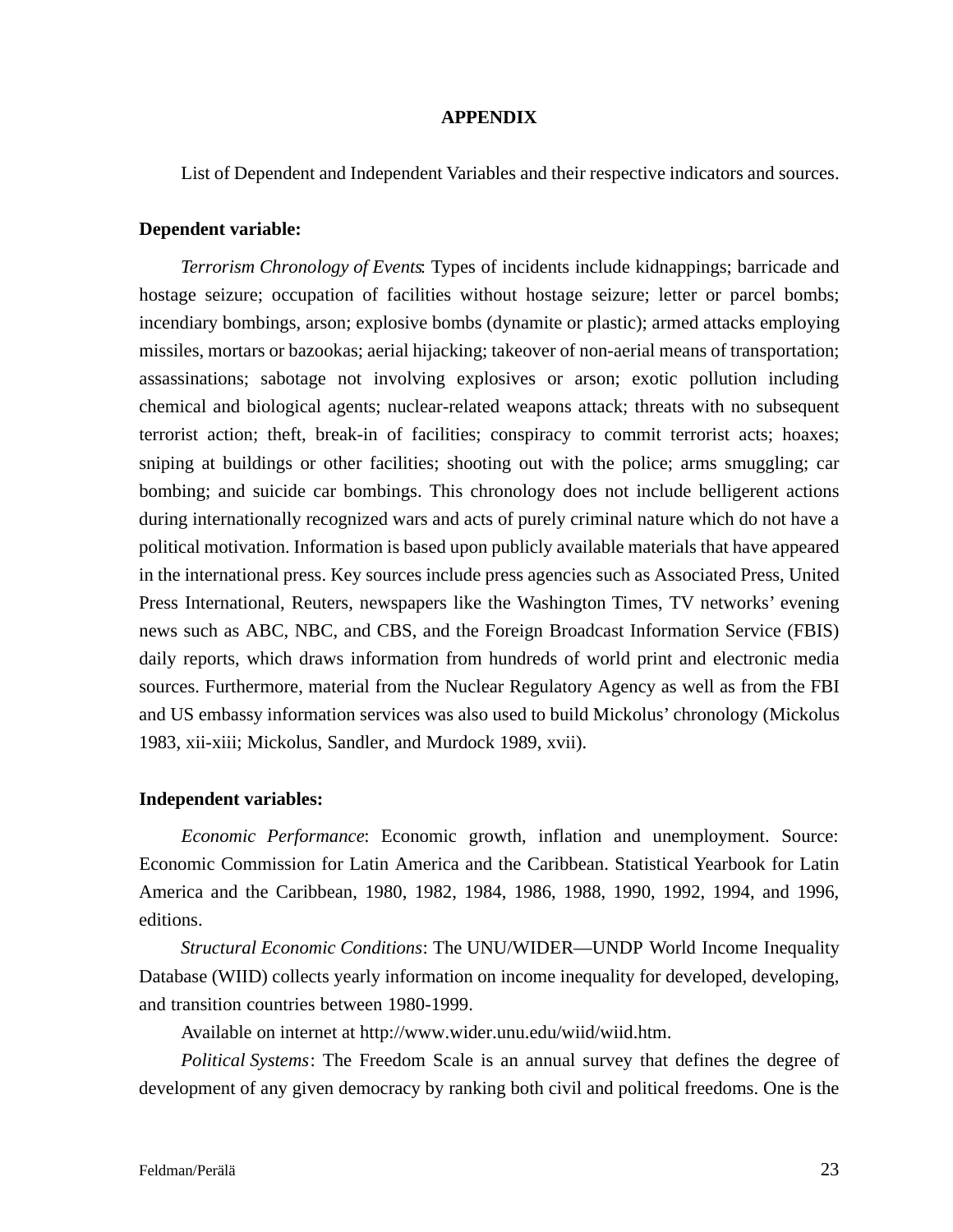## APPENDIX

List of Dependent and Independent Variables and their respective indicators and sources.

**Dependent variable:**

*Terrorism Chronology of Events*: Types of incidents include kidnappings; barricade and hostage seizure; occupation of facilities without hostage seizure; letter or parcel bombs; incendiary bombings, arson; explosive bombs (dynamite or plastic); armed attacks employing missiles, mortars or bazookas; aerial hijacking; takeover of non-aerial means of transportation; assassinations; sabotage not involving explosives or arson; exotic pollution including chemical and biological agents; nuclear-related weapons attack; threats with no subsequent terrorist action; theft, break-in of facilities; conspiracy to commit terrorist acts; hoaxes; sniping at buildings or other facilities; shooting out with the police; arms smuggling; car bombing; and suicide car bombings. This chronology does not include belligerent actions during internationally recognized wars and acts of purely criminal nature which do not have a political motivation. Information is based upon publicly available materials that have appeared in the international press. Key sources include press agencies such as Associated Press, United Press International, Reuters, newspapers like the Washington Times, TV networks' evening news such as ABC, NBC, and CBS, and the Foreign Broadcast Information Service (FBIS) daily reports, which draws information from hundreds of world print and electronic media sources. Furthermore, material from the Nuclear Regulatory Agency as well as from the FBI and US embassy information services was also used to build Mickolus' chronology (Mickolus 1983, xii-xiii; Mickolus, Sandler, and Murdock 1989, xvii).

**Independent variables:**

*Economic Performance*: Economic growth, inflation and unemployment. Source: Economic Commission for Latin America and the Caribbean. Statistical Yearbook for Latin America and the Caribbean, 1980, 1982, 1984, 1986, 1988, 1990, 1992, 1994, and 1996, editions.

*Structural Economic Conditions*: The UNU/WIDER—UNDP World Income Inequality Database (WIID) collects yearly information on income inequality for developed, developing, and transition countries between 1980-1999.

Available on internet at http://www.wider.unu.edu/wiid/wiid.htm.

*Political Systems*: The Freedom Scale is an annual survey that defines the degree of development of any given democracy by ranking both civil and political freedoms. One is the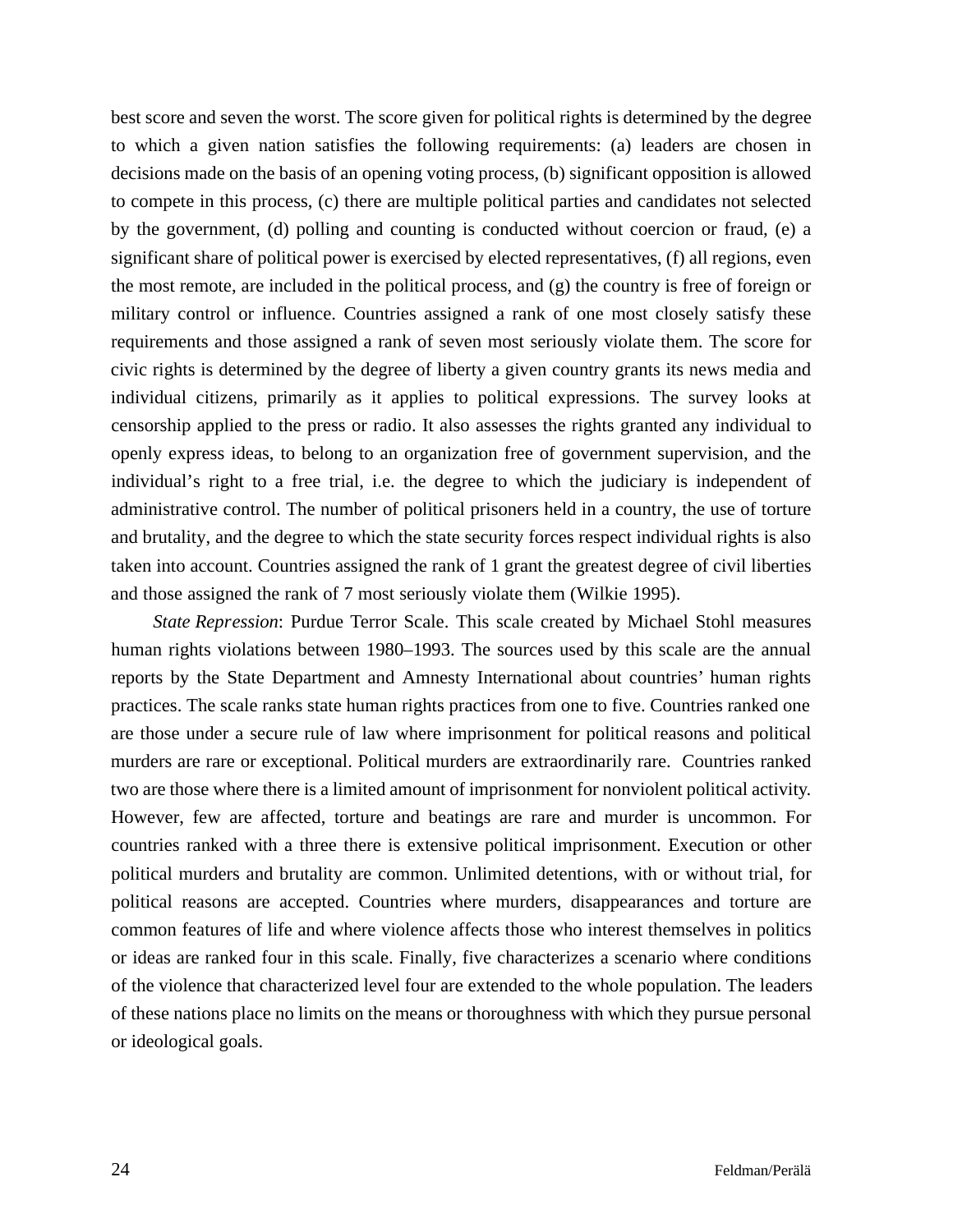best score and seven the worst. The score given for political rights is determined by the degree to which a given nation satisfies the following requirements: (a) leaders are chosen in decisions made on the basis of an opening voting process, (b) significant opposition is allowed to compete in this process, (c) there are multiple political parties and candidates not selected by the government, (d) polling and counting is conducted without coercion or fraud, (e) a significant share of political power is exercised by elected representatives, (f) all regions, even the most remote, are included in the political process, and (g) the country is free of foreign or military control or influence. Countries assigned a rank of one most closely satisfy these requirements and those assigned a rank of seven most seriously violate them. The score for civic rights is determined by the degree of liberty a given country grants its news media and individual citizens, primarily as it applies to political expressions. The survey looks at censorship applied to the press or radio. It also assesses the rights granted any individual to openly express ideas, to belong to an organization free of government supervision, and the individual's right to a free trial, i.e. the degree to which the judiciary is independent of administrative control. The number of political prisoners held in a country, the use of torture and brutality, and the degree to which the state security forces respect individual rights is also taken into account. Countries assigned the rank of 1 grant the greatest degree of civil liberties and those assigned the rank of 7 most seriously violate them (Wilkie 1995).

*State Repression*: Purdue Terror Scale. This scale created by Michael Stohl measures human rights violations between 1980–1993. The sources used by this scale are the annual reports by the State Department and Amnesty International about countries' human rights practices. The scale ranks state human rights practices from one to five. Countries ranked one are those under a secure rule of law where imprisonment for political reasons and political murders are rare or exceptional. Political murders are extraordinarily rare. Countries ranked two are those where there is a limited amount of imprisonment for nonviolent political activity. However, few are affected, torture and beatings are rare and murder is uncommon. For countries ranked with a three there is extensive political imprisonment. Execution or other political murders and brutality are common. Unlimited detentions, with or without trial, for political reasons are accepted. Countries where murders, disappearances and torture are common features of life and where violence affects those who interest themselves in politics or ideas are ranked four in this scale. Finally, five characterizes a scenario where conditions of the violence that characterized level four are extended to the whole population. The leaders of these nations place no limits on the means or thoroughness with which they pursue personal or ideological goals.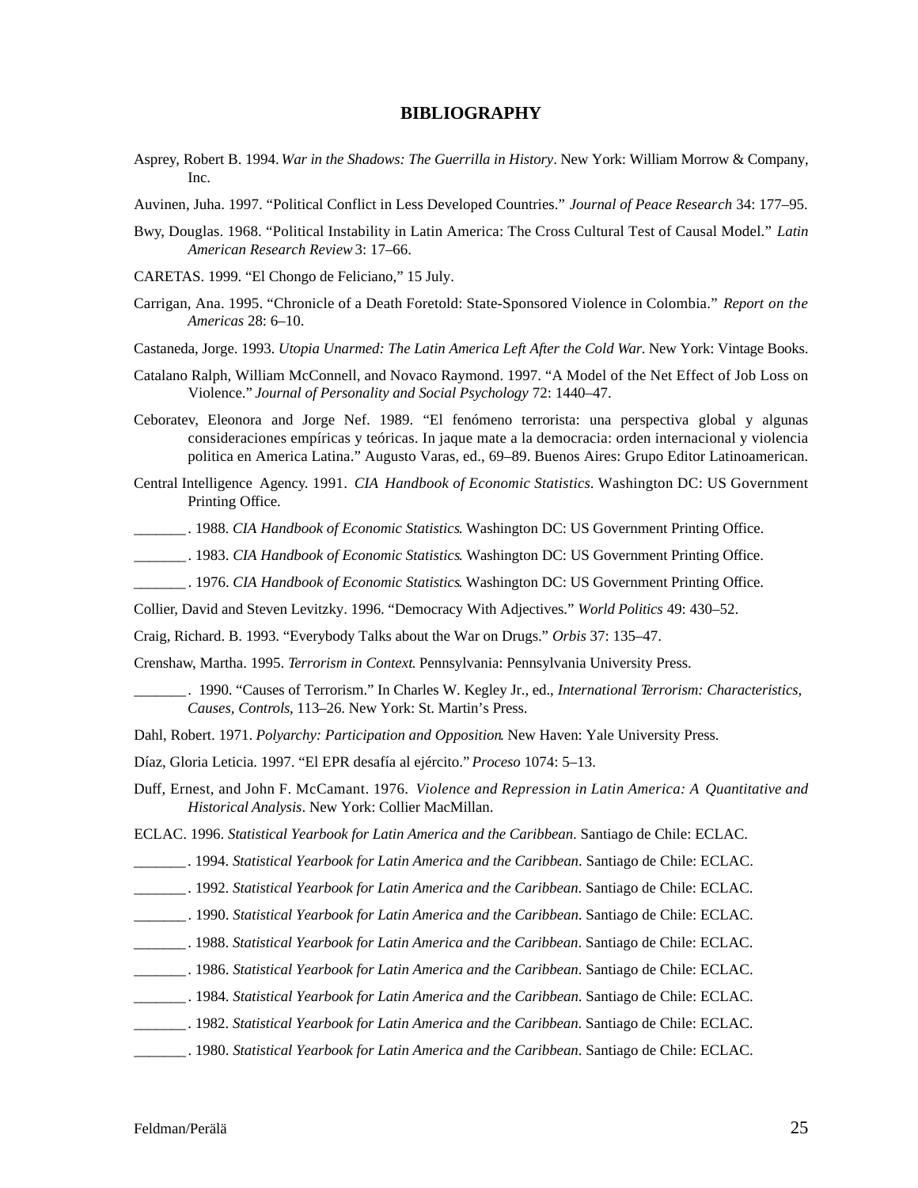# BIBLIOGRAPHY

Asprey, Robert B. 1994. *War in the Shadows: The Guerrilla in History*. New York: William Morrow & Company, Inc.

Auvinen, Juha. 1997. "Political Conflict in Less Developed Countries." *Journal of Peace Research* 34: 177–95.

Bwy, Douglas. 1968. "Political Instability in Latin America: The Cross Cultural Test of Causal Model." *Latin American Research Review* 3: 17–66.

CARETAS. 1999. "El Chongo de Feliciano," 15 July.

Carrigan, Ana. 1995. "Chronicle of a Death Foretold: State-Sponsored Violence in Colombia." *Report on the Americas* 28: 6–10.

Castaneda, Jorge. 1993. *Utopia Unarmed: The Latin America Left After the Cold War*. New York: Vintage Books.

Catalano Ralph, William McConnell, and Novaco Raymond. 1997. "A Model of the Net Effect of Job Loss on Violence." *Journal of Personality and Social Psychology* 72: 1440–47.

Ceboratev, Eleonora and Jorge Nef. 1989. "El fenómeno terrorista: una perspectiva global y algunas consideraciones empíricas y teóricas. In jaque mate a la democracia: orden internacional y violencia politica en America Latina." Augusto Varas, ed., 69–89. Buenos Aires: Grupo Editor Latinoamerican.

Central Intelligence Agency. 1991. *CIA Handbook of Economic Statistics*. Washington DC: US Government Printing Office.

_______. 1988. *CIA Handbook of Economic Statistics*. Washington DC: US Government Printing Office.

_______. 1983. *CIA Handbook of Economic Statistics*. Washington DC: US Government Printing Office.

_______. 1976. *CIA Handbook of Economic Statistics*. Washington DC: US Government Printing Office.

Collier, David and Steven Levitzky. 1996. "Democracy With Adjectives." *World Politics* 49: 430–52.

Craig, Richard. B. 1993. "Everybody Talks about the War on Drugs." *Orbis* 37: 135–47.

Crenshaw, Martha. 1995. *Terrorism in Context*. Pennsylvania: Pennsylvania University Press.

_______. 1990. "Causes of Terrorism." In Charles W. Kegley Jr., ed., *International Terrorism: Characteristics, Causes, Controls*, 113–26. New York: St. Martin's Press.

Dahl, Robert. 1971. *Polyarchy: Participation and Opposition*. New Haven: Yale University Press.

Díaz, Gloria Leticia. 1997. "El EPR desafía al ejército." *Proceso* 1074: 5–13.

Duff, Ernest, and John F. McCamant. 1976. *Violence and Repression in Latin America: A Quantitative and Historical Analysis*. New York: Collier MacMillan.

ECLAC. 1996. *Statistical Yearbook for Latin America and the Caribbean*. Santiago de Chile: ECLAC.

_______. 1994. *Statistical Yearbook for Latin America and the Caribbean*. Santiago de Chile: ECLAC.

_______. 1992. *Statistical Yearbook for Latin America and the Caribbean*. Santiago de Chile: ECLAC.

_______. 1990. *Statistical Yearbook for Latin America and the Caribbean*. Santiago de Chile: ECLAC.

_______. 1988. *Statistical Yearbook for Latin America and the Caribbean*. Santiago de Chile: ECLAC.

_______. 1986. *Statistical Yearbook for Latin America and the Caribbean*. Santiago de Chile: ECLAC.

_______. 1984. *Statistical Yearbook for Latin America and the Caribbean*. Santiago de Chile: ECLAC.

_______. 1982. *Statistical Yearbook for Latin America and the Caribbean*. Santiago de Chile: ECLAC.

_______. 1980. *Statistical Yearbook for Latin America and the Caribbean*. Santiago de Chile: ECLAC.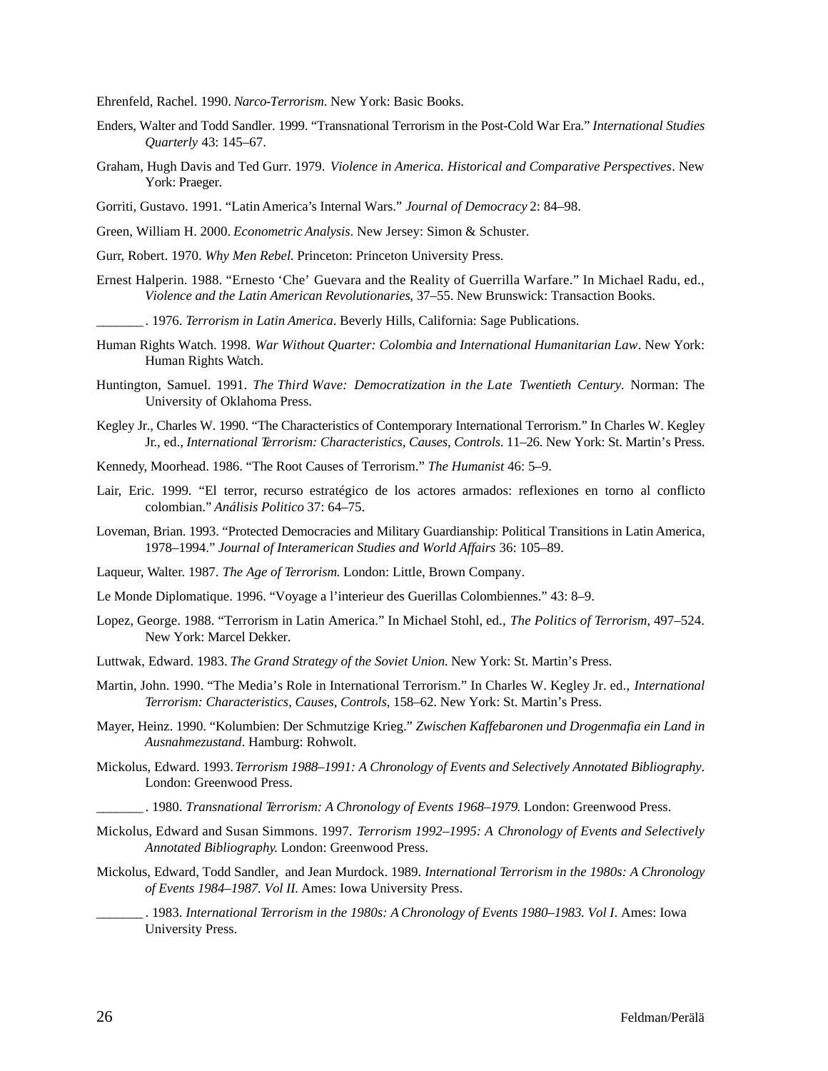Ehrenfeld, Rachel. 1990. *Narco-Terrorism*. New York: Basic Books.

Enders, Walter and Todd Sandler. 1999. "Transnational Terrorism in the Post-Cold War Era." *International Studies Quarterly* 43: 145–67.

Graham, Hugh Davis and Ted Gurr. 1979. *Violence in America. Historical and Comparative Perspectives*. New York: Praeger.

Gorriti, Gustavo. 1991. "Latin America's Internal Wars." *Journal of Democracy* 2: 84–98.

Green, William H. 2000. *Econometric Analysis*. New Jersey: Simon & Schuster.

Gurr, Robert. 1970. *Why Men Rebel.* Princeton: Princeton University Press.

Ernest Halperin. 1988. "Ernesto 'Che' Guevara and the Reality of Guerrilla Warfare." In Michael Radu, ed., *Violence and the Latin American Revolutionaries*, 37–55. New Brunswick: Transaction Books.

_______ . 1976. *Terrorism in Latin America*. Beverly Hills, California: Sage Publications.

Human Rights Watch. 1998. *War Without Quarter: Colombia and International Humanitarian Law*. New York: Human Rights Watch.

Huntington, Samuel. 1991. *The Third Wave: Democratization in the Late Twentieth Century.* Norman: The University of Oklahoma Press.

Kegley Jr., Charles W. 1990. "The Characteristics of Contemporary International Terrorism." In Charles W. Kegley Jr., ed., *International Terrorism: Characteristics, Causes, Controls.* 11–26. New York: St. Martin's Press.

Kennedy, Moorhead. 1986. "The Root Causes of Terrorism." *The Humanist* 46: 5–9.

Lair, Eric. 1999. "El terror, recurso estratégico de los actores armados: reflexiones en torno al conflicto colombian." *Análisis Politico* 37: 64–75.

Loveman, Brian. 1993. "Protected Democracies and Military Guardianship: Political Transitions in Latin America, 1978–1994." *Journal of Interamerican Studies and World Affairs* 36: 105–89.

Laqueur, Walter. 1987. *The Age of Terrorism.* London: Little, Brown Company.

Le Monde Diplomatique. 1996. "Voyage a l'interieur des Guerillas Colombiennes." 43: 8–9.

Lopez, George. 1988. "Terrorism in Latin America." In Michael Stohl, ed., *The Politics of Terrorism*, 497–524. New York: Marcel Dekker.

Luttwak, Edward. 1983. *The Grand Strategy of the Soviet Union.* New York: St. Martin's Press.

Martin, John. 1990. "The Media's Role in International Terrorism." In Charles W. Kegley Jr. ed., *International Terrorism: Characteristics, Causes, Controls*, 158–62. New York: St. Martin's Press.

Mayer, Heinz. 1990. "Kolumbien: Der Schmutzige Krieg." *Zwischen Kaffebaronen und Drogenmafia ein Land in Ausnahmezustand*. Hamburg: Rohwolt.

Mickolus, Edward. 1993. *Terrorism 1988–1991: A Chronology of Events and Selectively Annotated Bibliography*. London: Greenwood Press.

_______ . 1980. *Transnational Terrorism: A Chronology of Events 1968–1979.* London: Greenwood Press.

Mickolus, Edward and Susan Simmons. 1997. *Terrorism 1992–1995: A Chronology of Events and Selectively Annotated Bibliography.* London: Greenwood Press.

Mickolus, Edward, Todd Sandler, and Jean Murdock. 1989. *International Terrorism in the 1980s: A Chronology of Events 1984–1987. Vol II.* Ames: Iowa University Press.

_______ . 1983. *International Terrorism in the 1980s: A Chronology of Events 1980–1983. Vol I.* Ames: Iowa University Press.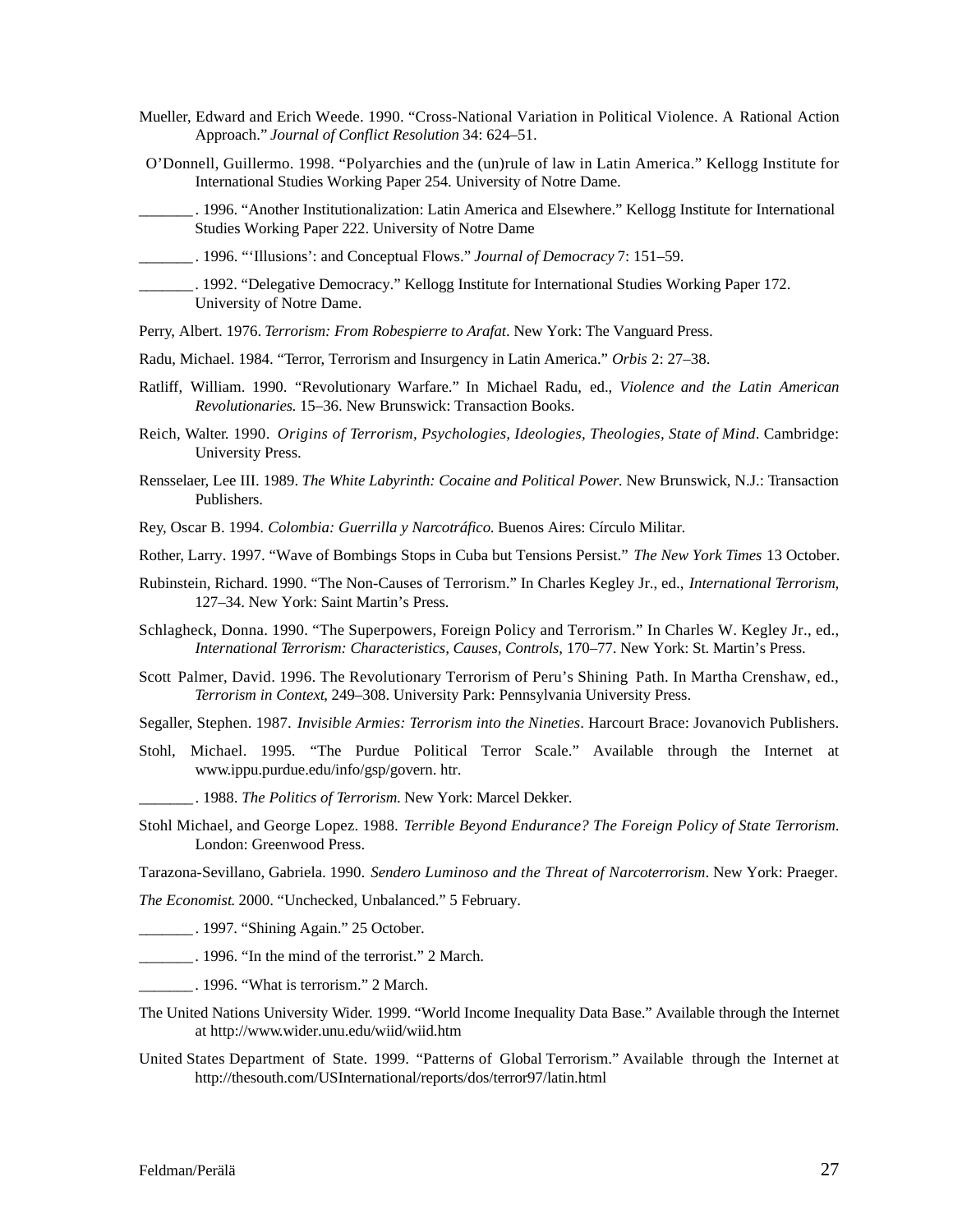Mueller, Edward and Erich Weede. 1990. "Cross-National Variation in Political Violence. A Rational Action Approach." *Journal of Conflict Resolution* 34: 624–51.

O'Donnell, Guillermo. 1998. "Polyarchies and the (un)rule of law in Latin America." Kellogg Institute for International Studies Working Paper 254. University of Notre Dame.

_______. 1996. "Another Institutionalization: Latin America and Elsewhere." Kellogg Institute for International Studies Working Paper 222. University of Notre Dame

_______. 1996. "'Illusions': and Conceptual Flows." *Journal of Democracy* 7: 151–59.

_______. 1992. "Delegative Democracy." Kellogg Institute for International Studies Working Paper 172. University of Notre Dame.

Perry, Albert. 1976. *Terrorism: From Robespierre to Arafat*. New York: The Vanguard Press.

Radu, Michael. 1984. "Terror, Terrorism and Insurgency in Latin America." *Orbis* 2: 27–38.

Ratliff, William. 1990. "Revolutionary Warfare." In Michael Radu, ed., *Violence and the Latin American Revolutionaries.* 15–36. New Brunswick: Transaction Books.

Reich, Walter. 1990. *Origins of Terrorism, Psychologies, Ideologies, Theologies, State of Mind*. Cambridge: University Press.

Rensselaer, Lee III. 1989. *The White Labyrinth: Cocaine and Political Power.* New Brunswick, N.J.: Transaction Publishers.

Rey, Oscar B. 1994. *Colombia: Guerrilla y Narcotráfico.* Buenos Aires: Círculo Militar.

Rother, Larry. 1997. "Wave of Bombings Stops in Cuba but Tensions Persist." *The New York Times* 13 October.

Rubinstein, Richard. 1990. "The Non-Causes of Terrorism." In Charles Kegley Jr., ed., *International Terrorism*, 127–34. New York: Saint Martin's Press.

Schlagheck, Donna. 1990. "The Superpowers, Foreign Policy and Terrorism." In Charles W. Kegley Jr., ed., *International Terrorism: Characteristics, Causes, Controls,* 170–77. New York: St. Martin's Press.

Scott Palmer, David. 1996. The Revolutionary Terrorism of Peru's Shining Path. In Martha Crenshaw, ed., *Terrorism in Context*, 249–308. University Park: Pennsylvania University Press.

Segaller, Stephen. 1987. *Invisible Armies: Terrorism into the Nineties*. Harcourt Brace: Jovanovich Publishers.

Stohl, Michael. 1995. "The Purdue Political Terror Scale." Available through the Internet at www.ippu.purdue.edu/info/gsp/govern. htr.

_______. 1988. *The Politics of Terrorism.* New York: Marcel Dekker.

Stohl Michael, and George Lopez. 1988. *Terrible Beyond Endurance? The Foreign Policy of State Terrorism.* London: Greenwood Press.

Tarazona-Sevillano, Gabriela. 1990. *Sendero Luminoso and the Threat of Narcoterrorism*. New York: Praeger.

*The Economist.* 2000. "Unchecked, Unbalanced." 5 February.

_______. 1997. "Shining Again." 25 October.

_______. 1996. "In the mind of the terrorist." 2 March.

_______. 1996. "What is terrorism." 2 March.

The United Nations University Wider. 1999. "World Income Inequality Data Base." Available through the Internet at http://www.wider.unu.edu/wiid/wiid.htm

United States Department of State. 1999. "Patterns of Global Terrorism." Available through the Internet at http://thesouth.com/USInternational/reports/dos/terror97/latin.html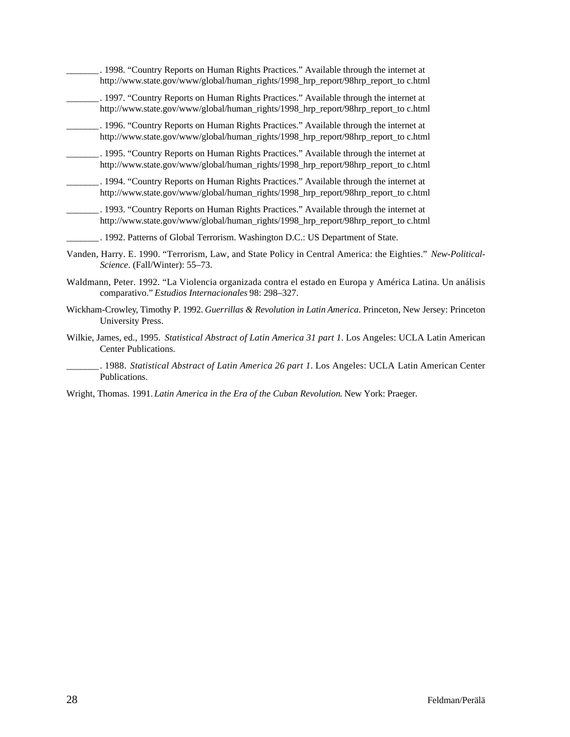_______. 1998. “Country Reports on Human Rights Practices.” Available through the internet at http://www.state.gov/www/global/human_rights/1998_hrp_report/98hrp_report_to c.html

_______. 1997. “Country Reports on Human Rights Practices.” Available through the internet at http://www.state.gov/www/global/human_rights/1998_hrp_report/98hrp_report_to c.html

_______. 1996. “Country Reports on Human Rights Practices.” Available through the internet at http://www.state.gov/www/global/human_rights/1998_hrp_report/98hrp_report_to c.html

_______. 1995. “Country Reports on Human Rights Practices.” Available through the internet at http://www.state.gov/www/global/human_rights/1998_hrp_report/98hrp_report_to c.html

_______. 1994. “Country Reports on Human Rights Practices.” Available through the internet at http://www.state.gov/www/global/human_rights/1998_hrp_report/98hrp_report_to c.html

_______. 1993. “Country Reports on Human Rights Practices.” Available through the internet at http://www.state.gov/www/global/human_rights/1998_hrp_report/98hrp_report_to c.html

_______. 1992. Patterns of Global Terrorism. Washington D.C.: US Department of State.

Vanden, Harry. E. 1990. “Terrorism, Law, and State Policy in Central America: the Eighties.” *New-Political-Science*. (Fall/Winter): 55–73.

Waldmann, Peter. 1992. “La Violencia organizada contra el estado en Europa y América Latina. Un análisis comparativo.” *Estudios Internacionales* 98: 298–327.

Wickham-Crowley, Timothy P. 1992. *Guerrillas & Revolution in Latin America*. Princeton, New Jersey: Princeton University Press.

Wilkie, James, ed., 1995. *Statistical Abstract of Latin America 31 part 1*. Los Angeles: UCLA Latin American Center Publications.

_______. 1988. *Statistical Abstract of Latin America 26 part 1*. Los Angeles: UCLA Latin American Center Publications.

Wright, Thomas. 1991. *Latin America in the Era of the Cuban Revolution*. New York: Praeger.